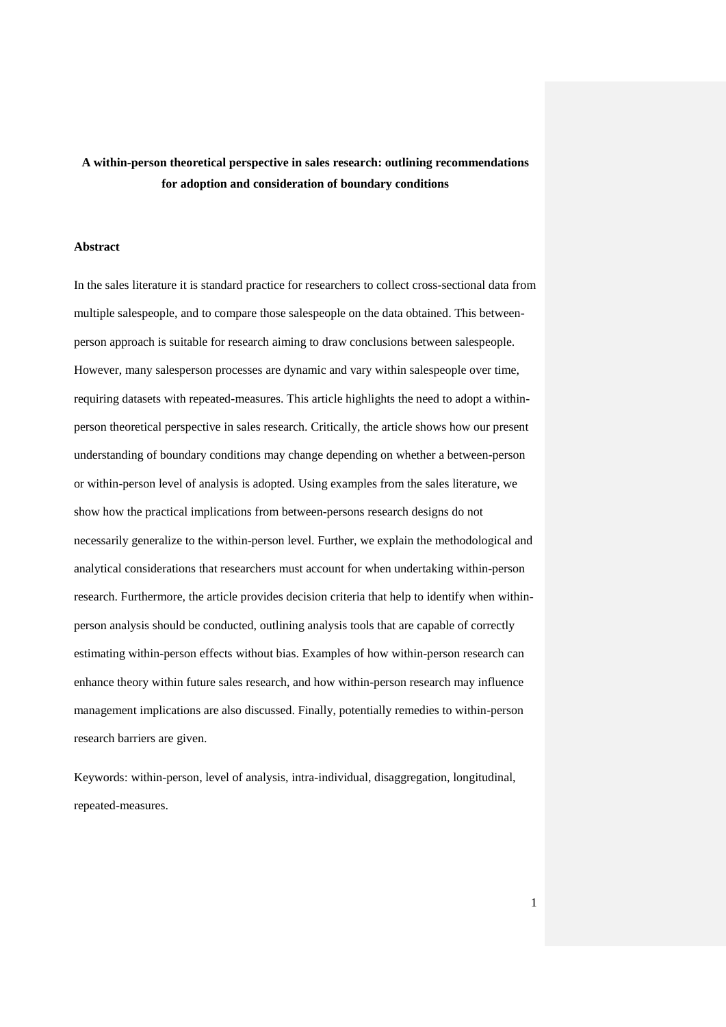**A within-person theoretical perspective in sales research: outlining recommendations for adoption and consideration of boundary conditions**

**Abstract**

In the sales literature it is standard practice for researchers to collect cross-sectional data from multiple salespeople, and to compare those salespeople on the data obtained. This between-person approach is suitable for research aiming to draw conclusions between salespeople. However, many salesperson processes are dynamic and vary within salespeople over time, requiring datasets with repeated-measures. This article highlights the need to adopt a within-person theoretical perspective in sales research. Critically, the article shows how our present understanding of boundary conditions may change depending on whether a between-person or within-person level of analysis is adopted. Using examples from the sales literature, we show how the practical implications from between-persons research designs do not necessarily generalize to the within-person level. Further, we explain the methodological and analytical considerations that researchers must account for when undertaking within-person research. Furthermore, the article provides decision criteria that help to identify when within-person analysis should be conducted, outlining analysis tools that are capable of correctly estimating within-person effects without bias. Examples of how within-person research can enhance theory within future sales research, and how within-person research may influence management implications are also discussed. Finally, potentially remedies to within-person research barriers are given.

Keywords: within-person, level of analysis, intra-individual, disaggregation, longitudinal, repeated-measures.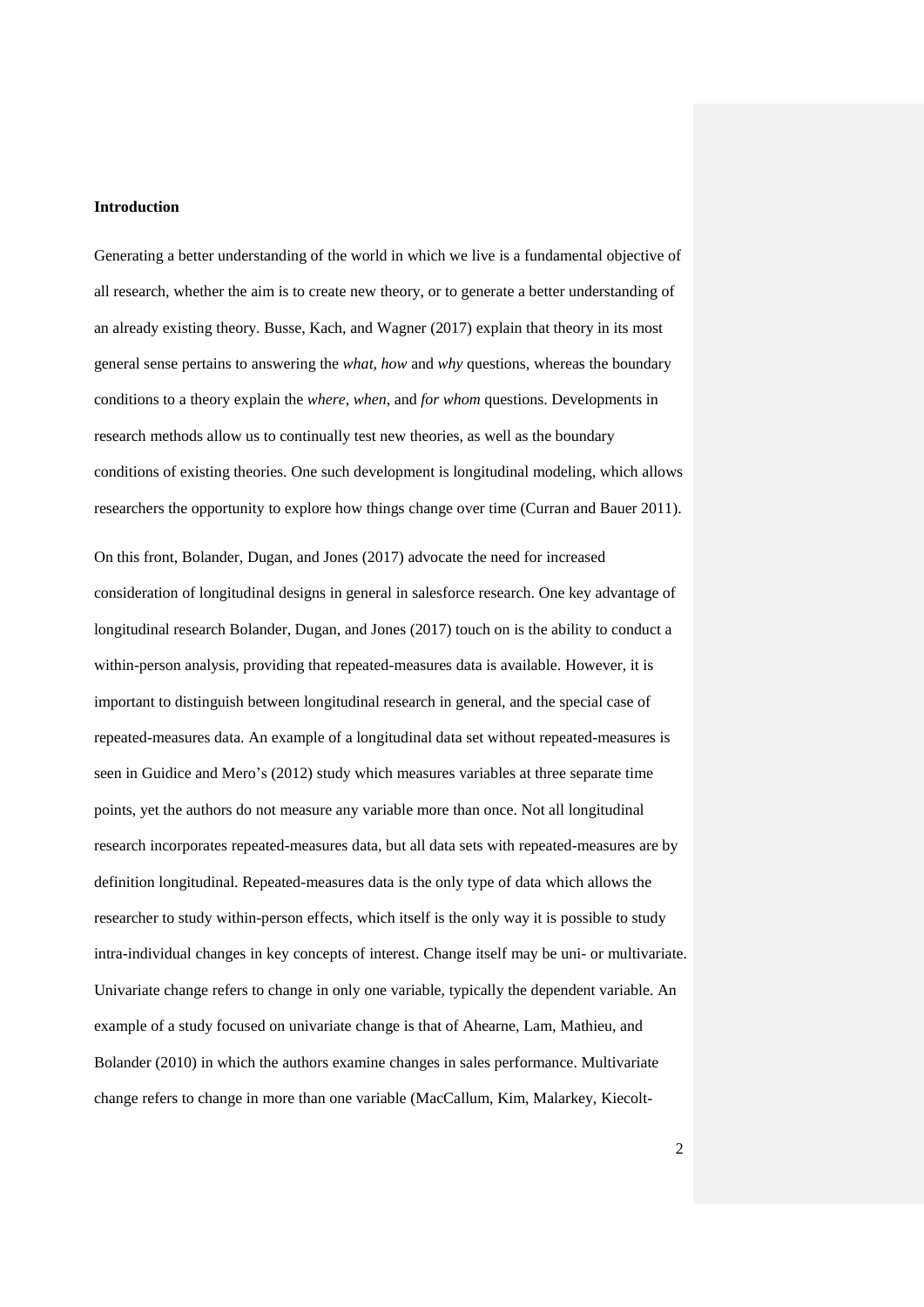**Introduction**

Generating a better understanding of the world in which we live is a fundamental objective of all research, whether the aim is to create new theory, or to generate a better understanding of an already existing theory. Busse, Kach, and Wagner (2017) explain that theory in its most general sense pertains to answering the *what*, *how* and *why* questions, whereas the boundary conditions to a theory explain the *where*, *when*, and *for whom* questions. Developments in research methods allow us to continually test new theories, as well as the boundary conditions of existing theories. One such development is longitudinal modeling, which allows researchers the opportunity to explore how things change over time (Curran and Bauer 2011).

On this front, Bolander, Dugan, and Jones (2017) advocate the need for increased consideration of longitudinal designs in general in salesforce research. One key advantage of longitudinal research Bolander, Dugan, and Jones (2017) touch on is the ability to conduct a within-person analysis, providing that repeated-measures data is available. However, it is important to distinguish between longitudinal research in general, and the special case of repeated-measures data. An example of a longitudinal data set without repeated-measures is seen in Guidice and Mero's (2012) study which measures variables at three separate time points, yet the authors do not measure any variable more than once. Not all longitudinal research incorporates repeated-measures data, but all data sets with repeated-measures are by definition longitudinal. Repeated-measures data is the only type of data which allows the researcher to study within-person effects, which itself is the only way it is possible to study intra-individual changes in key concepts of interest. Change itself may be uni- or multivariate. Univariate change refers to change in only one variable, typically the dependent variable. An example of a study focused on univariate change is that of Ahearne, Lam, Mathieu, and Bolander (2010) in which the authors examine changes in sales performance. Multivariate change refers to change in more than one variable (MacCallum, Kim, Malarkey, Kiecolt-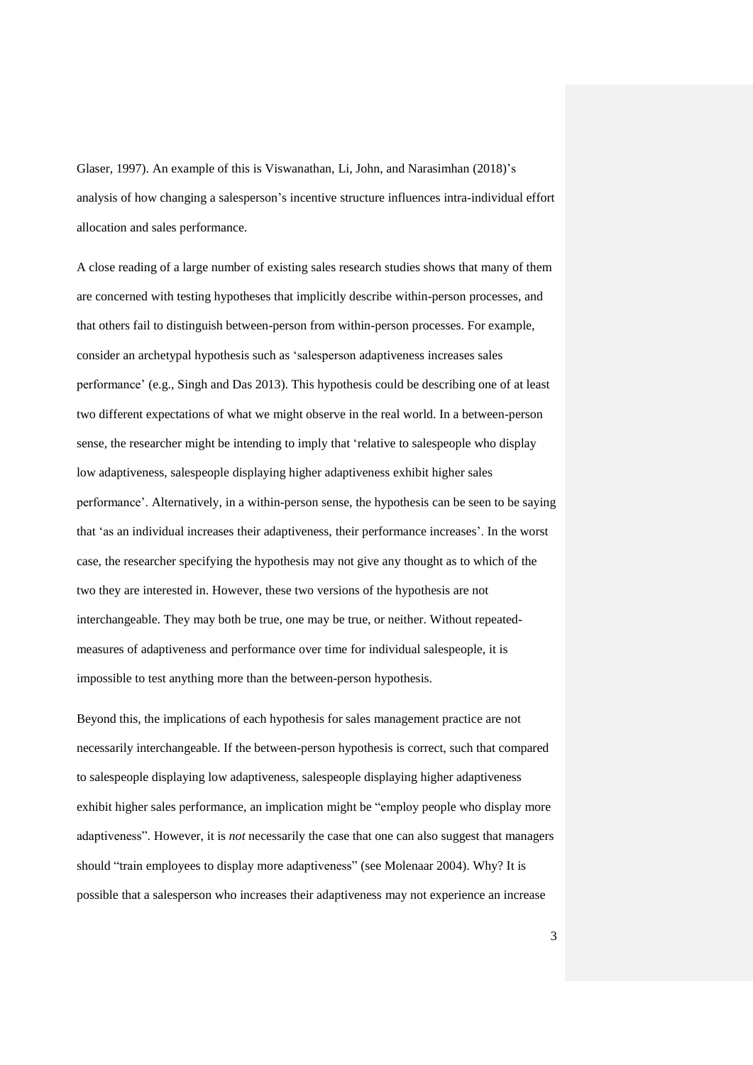Glaser, 1997). An example of this is Viswanathan, Li, John, and Narasimhan (2018)'s analysis of how changing a salesperson's incentive structure influences intra-individual effort allocation and sales performance.

A close reading of a large number of existing sales research studies shows that many of them are concerned with testing hypotheses that implicitly describe within-person processes, and that others fail to distinguish between-person from within-person processes. For example, consider an archetypal hypothesis such as 'salesperson adaptiveness increases sales performance' (e.g., Singh and Das 2013). This hypothesis could be describing one of at least two different expectations of what we might observe in the real world. In a between-person sense, the researcher might be intending to imply that 'relative to salespeople who display low adaptiveness, salespeople displaying higher adaptiveness exhibit higher sales performance'. Alternatively, in a within-person sense, the hypothesis can be seen to be saying that 'as an individual increases their adaptiveness, their performance increases'. In the worst case, the researcher specifying the hypothesis may not give any thought as to which of the two they are interested in. However, these two versions of the hypothesis are not interchangeable. They may both be true, one may be true, or neither. Without repeated-measures of adaptiveness and performance over time for individual salespeople, it is impossible to test anything more than the between-person hypothesis.

Beyond this, the implications of each hypothesis for sales management practice are not necessarily interchangeable. If the between-person hypothesis is correct, such that compared to salespeople displaying low adaptiveness, salespeople displaying higher adaptiveness exhibit higher sales performance, an implication might be "employ people who display more adaptiveness". However, it is *not* necessarily the case that one can also suggest that managers should "train employees to display more adaptiveness" (see Molenaar 2004). Why? It is possible that a salesperson who increases their adaptiveness may not experience an increase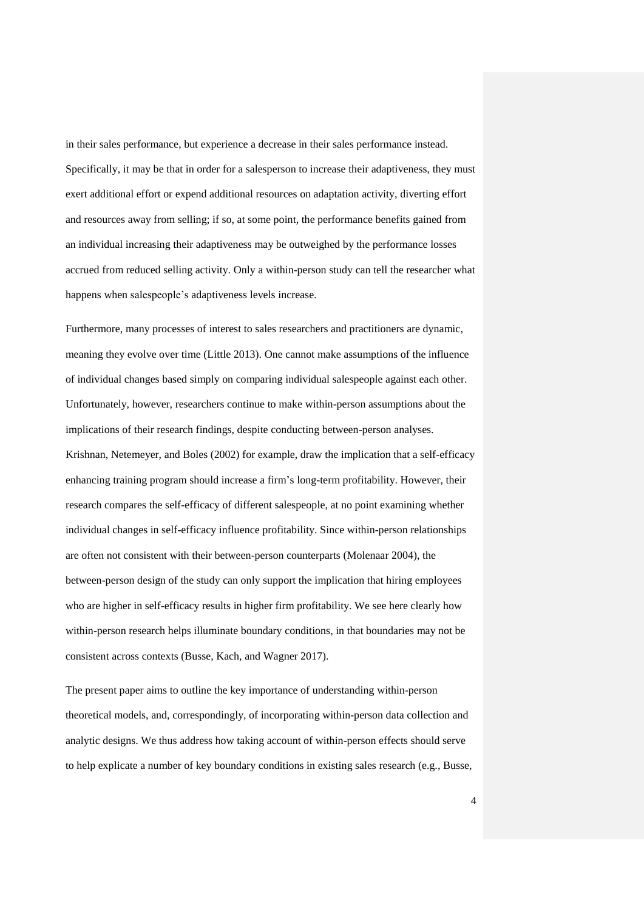in their sales performance, but experience a decrease in their sales performance instead. Specifically, it may be that in order for a salesperson to increase their adaptiveness, they must exert additional effort or expend additional resources on adaptation activity, diverting effort and resources away from selling; if so, at some point, the performance benefits gained from an individual increasing their adaptiveness may be outweighed by the performance losses accrued from reduced selling activity. Only a within-person study can tell the researcher what happens when salespeople's adaptiveness levels increase.

Furthermore, many processes of interest to sales researchers and practitioners are dynamic, meaning they evolve over time (Little 2013). One cannot make assumptions of the influence of individual changes based simply on comparing individual salespeople against each other. Unfortunately, however, researchers continue to make within-person assumptions about the implications of their research findings, despite conducting between-person analyses. Krishnan, Netemeyer, and Boles (2002) for example, draw the implication that a self-efficacy enhancing training program should increase a firm's long-term profitability. However, their research compares the self-efficacy of different salespeople, at no point examining whether individual changes in self-efficacy influence profitability. Since within-person relationships are often not consistent with their between-person counterparts (Molenaar 2004), the between-person design of the study can only support the implication that hiring employees who are higher in self-efficacy results in higher firm profitability. We see here clearly how within-person research helps illuminate boundary conditions, in that boundaries may not be consistent across contexts (Busse, Kach, and Wagner 2017).

The present paper aims to outline the key importance of understanding within-person theoretical models, and, correspondingly, of incorporating within-person data collection and analytic designs. We thus address how taking account of within-person effects should serve to help explicate a number of key boundary conditions in existing sales research (e.g., Busse,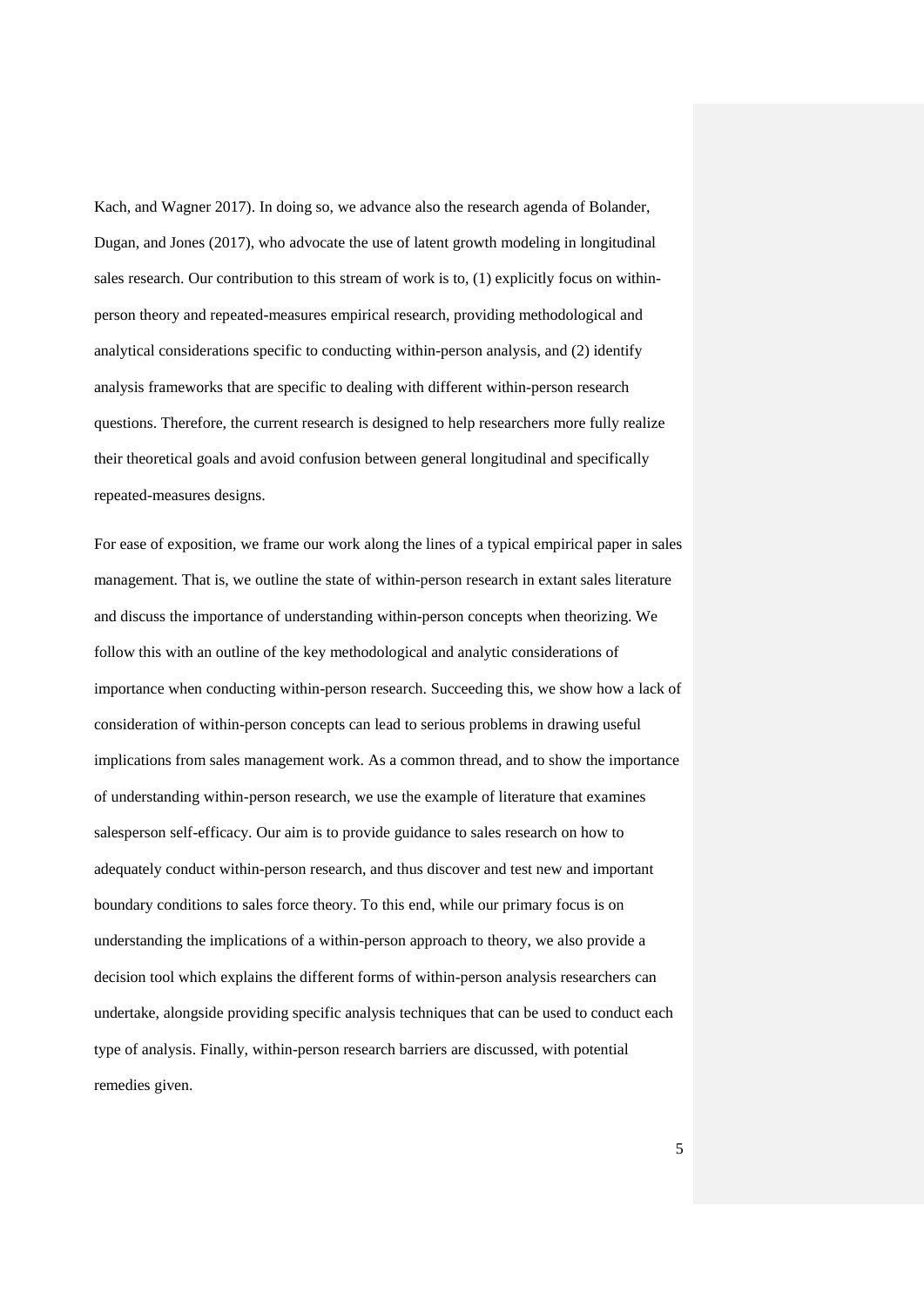Kach, and Wagner 2017). In doing so, we advance also the research agenda of Bolander, Dugan, and Jones (2017), who advocate the use of latent growth modeling in longitudinal sales research. Our contribution to this stream of work is to, (1) explicitly focus on within-person theory and repeated-measures empirical research, providing methodological and analytical considerations specific to conducting within-person analysis, and (2) identify analysis frameworks that are specific to dealing with different within-person research questions. Therefore, the current research is designed to help researchers more fully realize their theoretical goals and avoid confusion between general longitudinal and specifically repeated-measures designs.

For ease of exposition, we frame our work along the lines of a typical empirical paper in sales management. That is, we outline the state of within-person research in extant sales literature and discuss the importance of understanding within-person concepts when theorizing. We follow this with an outline of the key methodological and analytic considerations of importance when conducting within-person research. Succeeding this, we show how a lack of consideration of within-person concepts can lead to serious problems in drawing useful implications from sales management work. As a common thread, and to show the importance of understanding within-person research, we use the example of literature that examines salesperson self-efficacy. Our aim is to provide guidance to sales research on how to adequately conduct within-person research, and thus discover and test new and important boundary conditions to sales force theory. To this end, while our primary focus is on understanding the implications of a within-person approach to theory, we also provide a decision tool which explains the different forms of within-person analysis researchers can undertake, alongside providing specific analysis techniques that can be used to conduct each type of analysis. Finally, within-person research barriers are discussed, with potential remedies given.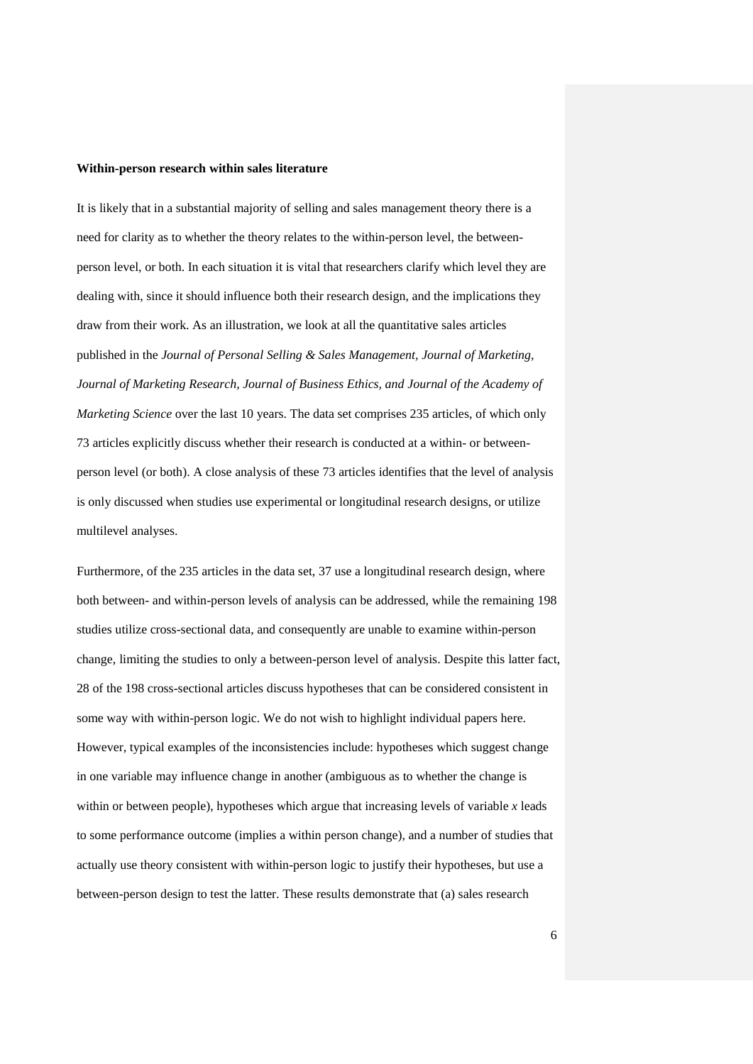**Within-person research within sales literature**

It is likely that in a substantial majority of selling and sales management theory there is a need for clarity as to whether the theory relates to the within-person level, the between-person level, or both. In each situation it is vital that researchers clarify which level they are dealing with, since it should influence both their research design, and the implications they draw from their work. As an illustration, we look at all the quantitative sales articles published in the *Journal of Personal Selling & Sales Management, Journal of Marketing, Journal of Marketing Research, Journal of Business Ethics, and Journal of the Academy of Marketing Science* over the last 10 years. The data set comprises 235 articles, of which only 73 articles explicitly discuss whether their research is conducted at a within- or between-person level (or both). A close analysis of these 73 articles identifies that the level of analysis is only discussed when studies use experimental or longitudinal research designs, or utilize multilevel analyses.

Furthermore, of the 235 articles in the data set, 37 use a longitudinal research design, where both between- and within-person levels of analysis can be addressed, while the remaining 198 studies utilize cross-sectional data, and consequently are unable to examine within-person change, limiting the studies to only a between-person level of analysis. Despite this latter fact, 28 of the 198 cross-sectional articles discuss hypotheses that can be considered consistent in some way with within-person logic. We do not wish to highlight individual papers here. However, typical examples of the inconsistencies include: hypotheses which suggest change in one variable may influence change in another (ambiguous as to whether the change is within or between people), hypotheses which argue that increasing levels of variable *x* leads to some performance outcome (implies a within person change), and a number of studies that actually use theory consistent with within-person logic to justify their hypotheses, but use a between-person design to test the latter. These results demonstrate that (a) sales research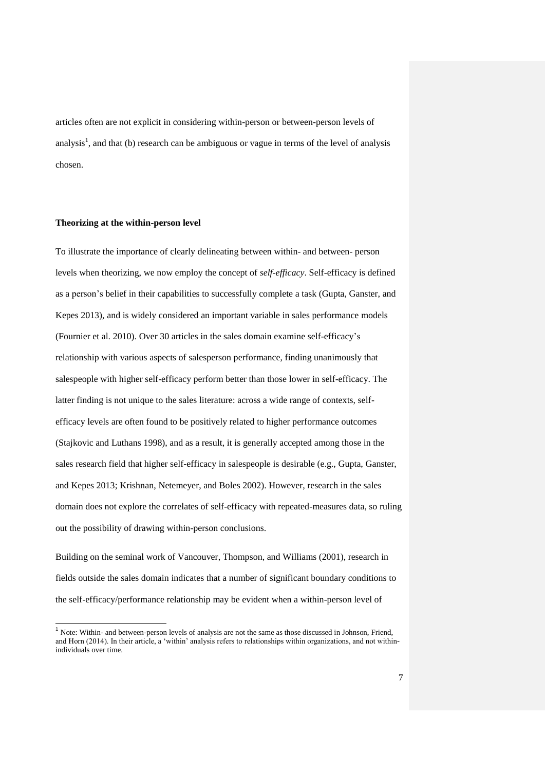articles often are not explicit in considering within-person or between-person levels of analysis[1], and that (b) research can be ambiguous or vague in terms of the level of analysis chosen.

**Theorizing at the within-person level**

To illustrate the importance of clearly delineating between within- and between- person levels when theorizing, we now employ the concept of *self-efficacy*. Self-efficacy is defined as a person's belief in their capabilities to successfully complete a task (Gupta, Ganster, and Kepes 2013), and is widely considered an important variable in sales performance models (Fournier et al. 2010). Over 30 articles in the sales domain examine self-efficacy's relationship with various aspects of salesperson performance, finding unanimously that salespeople with higher self-efficacy perform better than those lower in self-efficacy. The latter finding is not unique to the sales literature: across a wide range of contexts, self-efficacy levels are often found to be positively related to higher performance outcomes (Stajkovic and Luthans 1998), and as a result, it is generally accepted among those in the sales research field that higher self-efficacy in salespeople is desirable (e.g., Gupta, Ganster, and Kepes 2013; Krishnan, Netemeyer, and Boles 2002). However, research in the sales domain does not explore the correlates of self-efficacy with repeated-measures data, so ruling out the possibility of drawing within-person conclusions.

Building on the seminal work of Vancouver, Thompson, and Williams (2001), research in fields outside the sales domain indicates that a number of significant boundary conditions to the self-efficacy/performance relationship may be evident when a within-person level of

[1] Note: Within- and between-person levels of analysis are not the same as those discussed in Johnson, Friend, and Horn (2014). In their article, a 'within' analysis refers to relationships within organizations, and not within-individuals over time.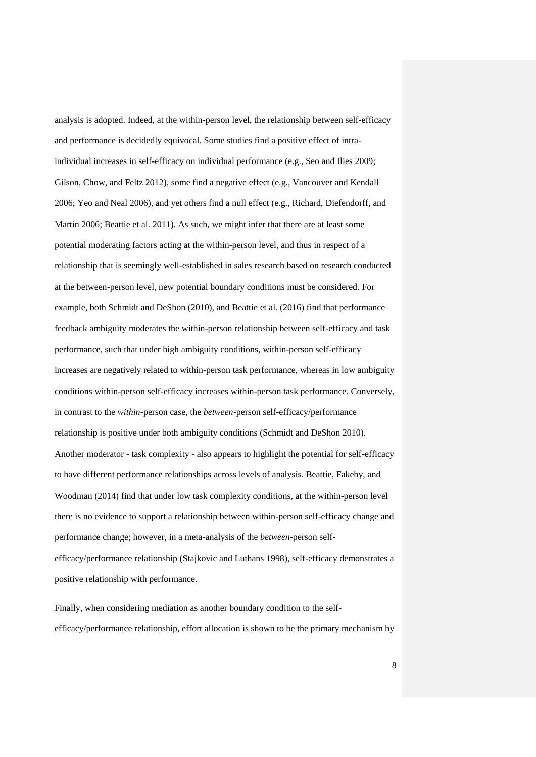analysis is adopted. Indeed, at the within-person level, the relationship between self-efficacy and performance is decidedly equivocal. Some studies find a positive effect of intra-individual increases in self-efficacy on individual performance (e.g., Seo and Ilies 2009; Gilson, Chow, and Feltz 2012), some find a negative effect (e.g., Vancouver and Kendall 2006; Yeo and Neal 2006), and yet others find a null effect (e.g., Richard, Diefendorff, and Martin 2006; Beattie et al. 2011). As such, we might infer that there are at least some potential moderating factors acting at the within-person level, and thus in respect of a relationship that is seemingly well-established in sales research based on research conducted at the between-person level, new potential boundary conditions must be considered. For example, both Schmidt and DeShon (2010), and Beattie et al. (2016) find that performance feedback ambiguity moderates the within-person relationship between self-efficacy and task performance, such that under high ambiguity conditions, within-person self-efficacy increases are negatively related to within-person task performance, whereas in low ambiguity conditions within-person self-efficacy increases within-person task performance. Conversely, in contrast to the *within*-person case, the *between*-person self-efficacy/performance relationship is positive under both ambiguity conditions (Schmidt and DeShon 2010). Another moderator - task complexity - also appears to highlight the potential for self-efficacy to have different performance relationships across levels of analysis. Beattie, Fakehy, and Woodman (2014) find that under low task complexity conditions, at the within-person level there is no evidence to support a relationship between within-person self-efficacy change and performance change; however, in a meta-analysis of the *between*-person self-efficacy/performance relationship (Stajkovic and Luthans 1998), self-efficacy demonstrates a positive relationship with performance.

Finally, when considering mediation as another boundary condition to the self-efficacy/performance relationship, effort allocation is shown to be the primary mechanism by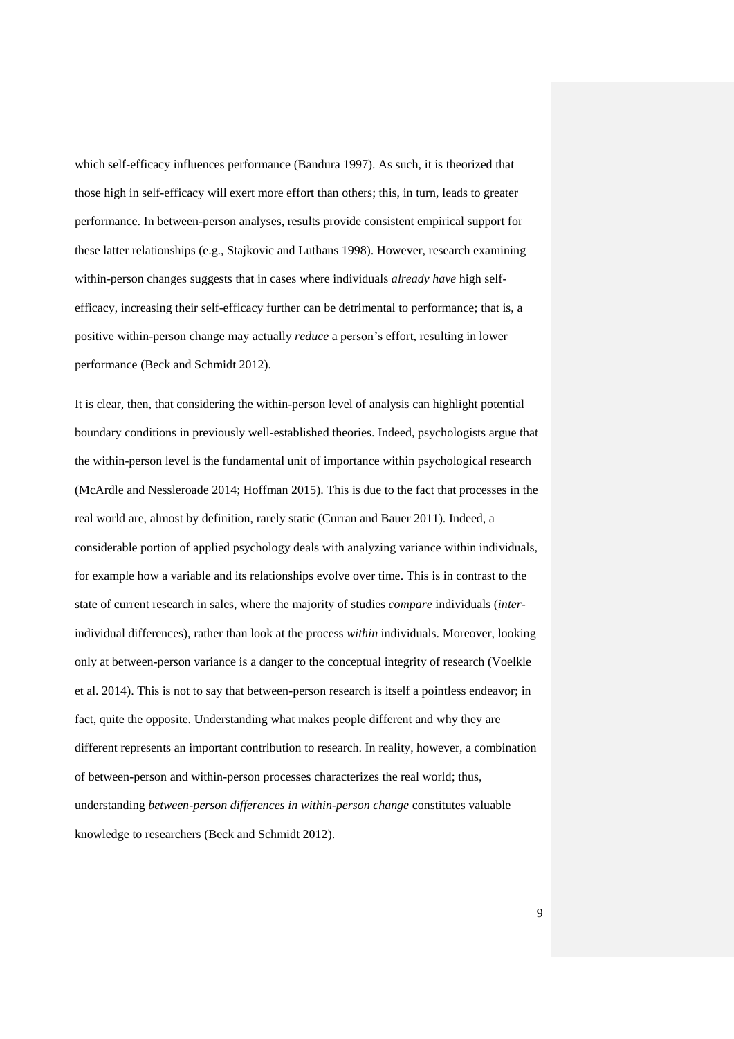which self-efficacy influences performance (Bandura 1997). As such, it is theorized that those high in self-efficacy will exert more effort than others; this, in turn, leads to greater performance. In between-person analyses, results provide consistent empirical support for these latter relationships (e.g., Stajkovic and Luthans 1998). However, research examining within-person changes suggests that in cases where individuals *already have* high self-efficacy, increasing their self-efficacy further can be detrimental to performance; that is, a positive within-person change may actually *reduce* a person's effort, resulting in lower performance (Beck and Schmidt 2012).

It is clear, then, that considering the within-person level of analysis can highlight potential boundary conditions in previously well-established theories. Indeed, psychologists argue that the within-person level is the fundamental unit of importance within psychological research (McArdle and Nessleroade 2014; Hoffman 2015). This is due to the fact that processes in the real world are, almost by definition, rarely static (Curran and Bauer 2011). Indeed, a considerable portion of applied psychology deals with analyzing variance within individuals, for example how a variable and its relationships evolve over time. This is in contrast to the state of current research in sales, where the majority of studies *compare* individuals (*inter*-individual differences), rather than look at the process *within* individuals. Moreover, looking only at between-person variance is a danger to the conceptual integrity of research (Voelkle et al. 2014). This is not to say that between-person research is itself a pointless endeavor; in fact, quite the opposite. Understanding what makes people different and why they are different represents an important contribution to research. In reality, however, a combination of between-person and within-person processes characterizes the real world; thus, understanding *between-person differences in within-person change* constitutes valuable knowledge to researchers (Beck and Schmidt 2012).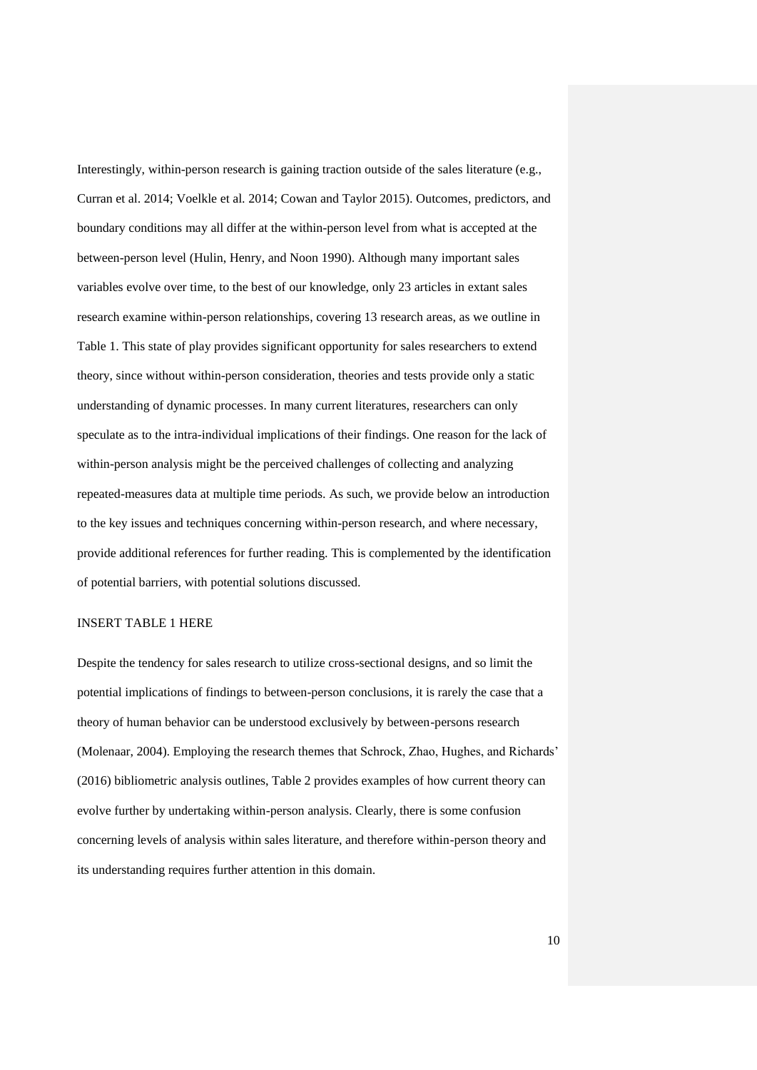Interestingly, within-person research is gaining traction outside of the sales literature (e.g., Curran et al. 2014; Voelkle et al. 2014; Cowan and Taylor 2015). Outcomes, predictors, and boundary conditions may all differ at the within-person level from what is accepted at the between-person level (Hulin, Henry, and Noon 1990). Although many important sales variables evolve over time, to the best of our knowledge, only 23 articles in extant sales research examine within-person relationships, covering 13 research areas, as we outline in Table 1. This state of play provides significant opportunity for sales researchers to extend theory, since without within-person consideration, theories and tests provide only a static understanding of dynamic processes. In many current literatures, researchers can only speculate as to the intra-individual implications of their findings. One reason for the lack of within-person analysis might be the perceived challenges of collecting and analyzing repeated-measures data at multiple time periods. As such, we provide below an introduction to the key issues and techniques concerning within-person research, and where necessary, provide additional references for further reading. This is complemented by the identification of potential barriers, with potential solutions discussed.

INSERT TABLE 1 HERE

Despite the tendency for sales research to utilize cross-sectional designs, and so limit the potential implications of findings to between-person conclusions, it is rarely the case that a theory of human behavior can be understood exclusively by between-persons research (Molenaar, 2004). Employing the research themes that Schrock, Zhao, Hughes, and Richards' (2016) bibliometric analysis outlines, Table 2 provides examples of how current theory can evolve further by undertaking within-person analysis. Clearly, there is some confusion concerning levels of analysis within sales literature, and therefore within-person theory and its understanding requires further attention in this domain.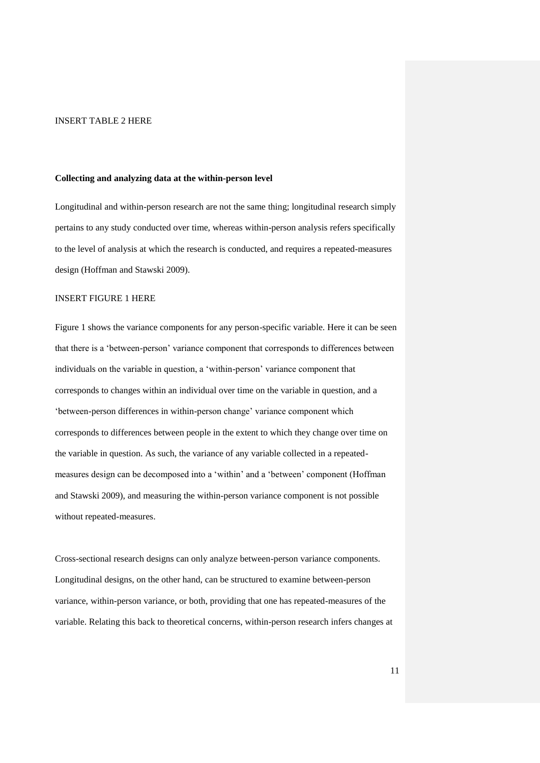INSERT TABLE 2 HERE

**Collecting and analyzing data at the within-person level**

Longitudinal and within-person research are not the same thing; longitudinal research simply pertains to any study conducted over time, whereas within-person analysis refers specifically to the level of analysis at which the research is conducted, and requires a repeated-measures design (Hoffman and Stawski 2009).

INSERT FIGURE 1 HERE

Figure 1 shows the variance components for any person-specific variable. Here it can be seen that there is a 'between-person' variance component that corresponds to differences between individuals on the variable in question, a 'within-person' variance component that corresponds to changes within an individual over time on the variable in question, and a 'between-person differences in within-person change' variance component which corresponds to differences between people in the extent to which they change over time on the variable in question. As such, the variance of any variable collected in a repeated-measures design can be decomposed into a 'within' and a 'between' component (Hoffman and Stawski 2009), and measuring the within-person variance component is not possible without repeated-measures.

Cross-sectional research designs can only analyze between-person variance components. Longitudinal designs, on the other hand, can be structured to examine between-person variance, within-person variance, or both, providing that one has repeated-measures of the variable. Relating this back to theoretical concerns, within-person research infers changes at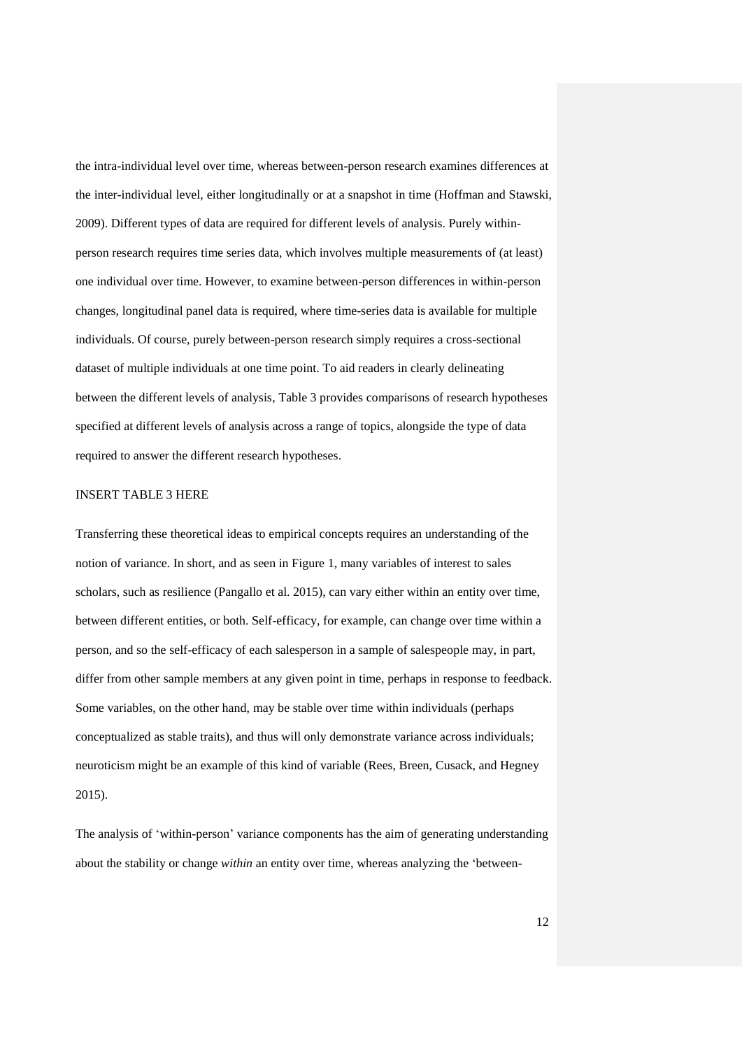the intra-individual level over time, whereas between-person research examines differences at the inter-individual level, either longitudinally or at a snapshot in time (Hoffman and Stawski, 2009). Different types of data are required for different levels of analysis. Purely within-person research requires time series data, which involves multiple measurements of (at least) one individual over time. However, to examine between-person differences in within-person changes, longitudinal panel data is required, where time-series data is available for multiple individuals. Of course, purely between-person research simply requires a cross-sectional dataset of multiple individuals at one time point. To aid readers in clearly delineating between the different levels of analysis, Table 3 provides comparisons of research hypotheses specified at different levels of analysis across a range of topics, alongside the type of data required to answer the different research hypotheses.

INSERT TABLE 3 HERE

Transferring these theoretical ideas to empirical concepts requires an understanding of the notion of variance. In short, and as seen in Figure 1, many variables of interest to sales scholars, such as resilience (Pangallo et al. 2015), can vary either within an entity over time, between different entities, or both. Self-efficacy, for example, can change over time within a person, and so the self-efficacy of each salesperson in a sample of salespeople may, in part, differ from other sample members at any given point in time, perhaps in response to feedback. Some variables, on the other hand, may be stable over time within individuals (perhaps conceptualized as stable traits), and thus will only demonstrate variance across individuals; neuroticism might be an example of this kind of variable (Rees, Breen, Cusack, and Hegney 2015).

The analysis of 'within-person' variance components has the aim of generating understanding about the stability or change *within* an entity over time, whereas analyzing the 'between-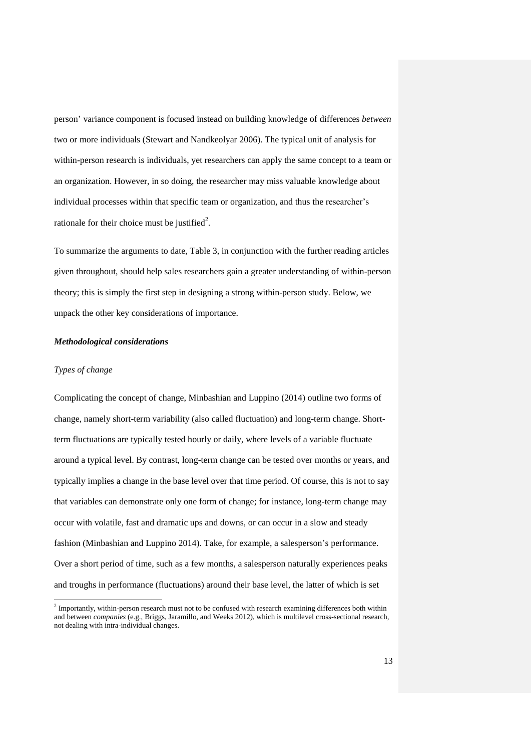person' variance component is focused instead on building knowledge of differences *between* two or more individuals (Stewart and Nandkeolyar 2006). The typical unit of analysis for within-person research is individuals, yet researchers can apply the same concept to a team or an organization. However, in so doing, the researcher may miss valuable knowledge about individual processes within that specific team or organization, and thus the researcher's rationale for their choice must be justified[2].

To summarize the arguments to date, Table 3, in conjunction with the further reading articles given throughout, should help sales researchers gain a greater understanding of within-person theory; this is simply the first step in designing a strong within-person study. Below, we unpack the other key considerations of importance.

### ***Methodological considerations***

#### *Types of change*

Complicating the concept of change, Minbashian and Luppino (2014) outline two forms of change, namely short-term variability (also called fluctuation) and long-term change. Short-term fluctuations are typically tested hourly or daily, where levels of a variable fluctuate around a typical level. By contrast, long-term change can be tested over months or years, and typically implies a change in the base level over that time period. Of course, this is not to say that variables can demonstrate only one form of change; for instance, long-term change may occur with volatile, fast and dramatic ups and downs, or can occur in a slow and steady fashion (Minbashian and Luppino 2014). Take, for example, a salesperson's performance. Over a short period of time, such as a few months, a salesperson naturally experiences peaks and troughs in performance (fluctuations) around their base level, the latter of which is set

---

[2] Importantly, within-person research must not to be confused with research examining differences both within and between *companies* (e.g., Briggs, Jaramillo, and Weeks 2012), which is multilevel cross-sectional research, not dealing with intra-individual changes.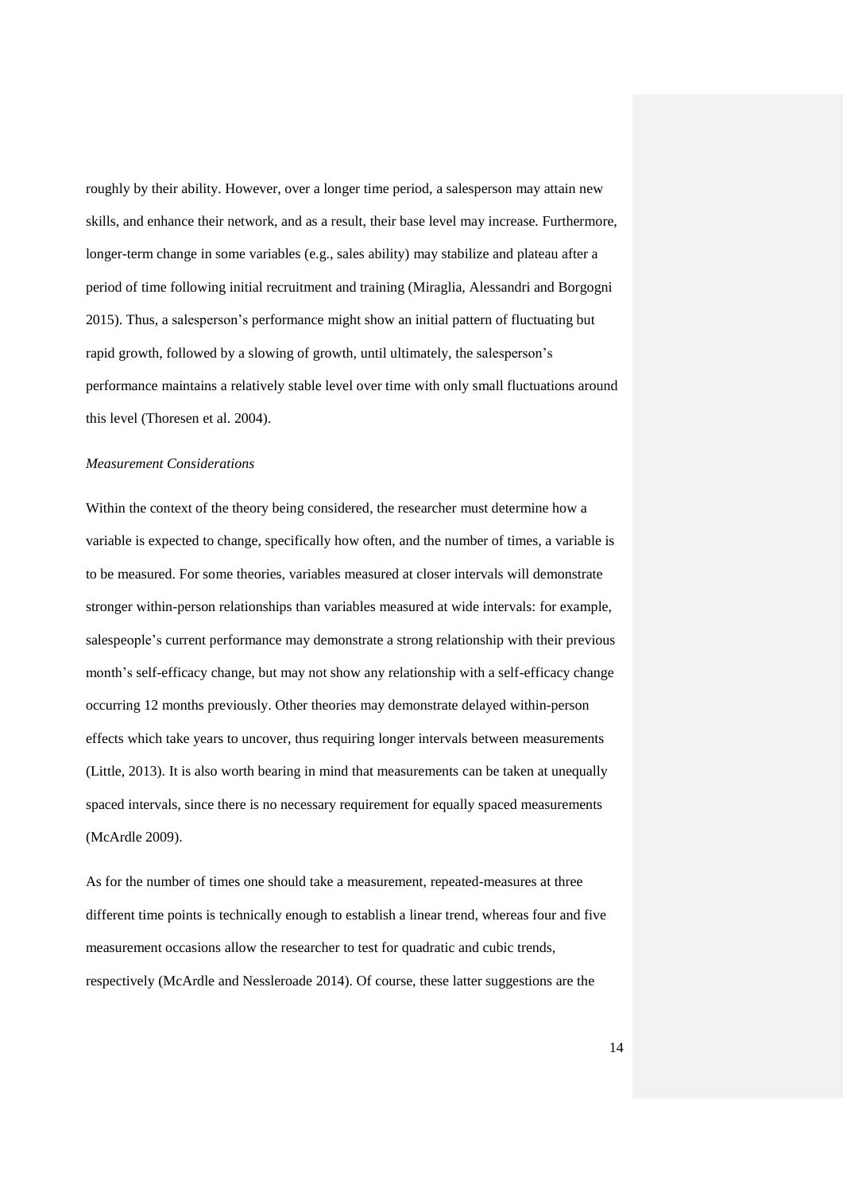roughly by their ability. However, over a longer time period, a salesperson may attain new skills, and enhance their network, and as a result, their base level may increase. Furthermore, longer-term change in some variables (e.g., sales ability) may stabilize and plateau after a period of time following initial recruitment and training (Miraglia, Alessandri and Borgogni 2015). Thus, a salesperson's performance might show an initial pattern of fluctuating but rapid growth, followed by a slowing of growth, until ultimately, the salesperson's performance maintains a relatively stable level over time with only small fluctuations around this level (Thoresen et al. 2004).

*Measurement Considerations*

Within the context of the theory being considered, the researcher must determine how a variable is expected to change, specifically how often, and the number of times, a variable is to be measured. For some theories, variables measured at closer intervals will demonstrate stronger within-person relationships than variables measured at wide intervals: for example, salespeople's current performance may demonstrate a strong relationship with their previous month's self-efficacy change, but may not show any relationship with a self-efficacy change occurring 12 months previously. Other theories may demonstrate delayed within-person effects which take years to uncover, thus requiring longer intervals between measurements (Little, 2013). It is also worth bearing in mind that measurements can be taken at unequally spaced intervals, since there is no necessary requirement for equally spaced measurements (McArdle 2009).

As for the number of times one should take a measurement, repeated-measures at three different time points is technically enough to establish a linear trend, whereas four and five measurement occasions allow the researcher to test for quadratic and cubic trends, respectively (McArdle and Nessleroade 2014). Of course, these latter suggestions are the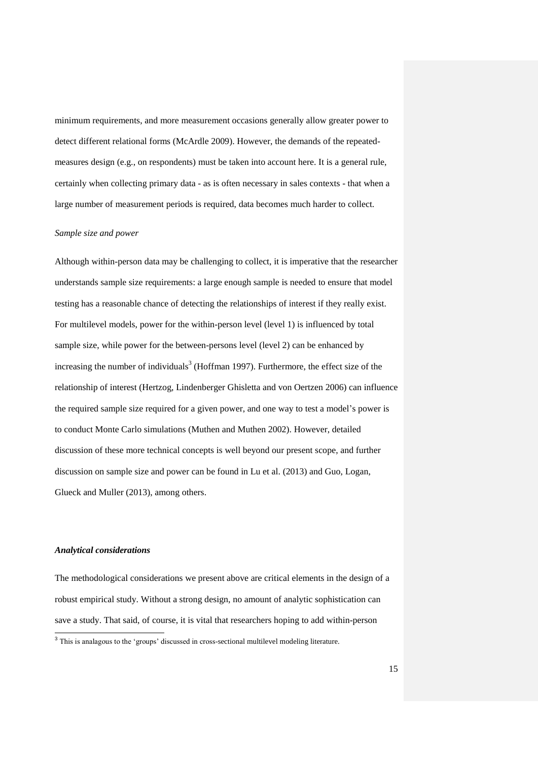minimum requirements, and more measurement occasions generally allow greater power to detect different relational forms (McArdle 2009). However, the demands of the repeated-measures design (e.g., on respondents) must be taken into account here. It is a general rule, certainly when collecting primary data - as is often necessary in sales contexts - that when a large number of measurement periods is required, data becomes much harder to collect.

*Sample size and power*

Although within-person data may be challenging to collect, it is imperative that the researcher understands sample size requirements: a large enough sample is needed to ensure that model testing has a reasonable chance of detecting the relationships of interest if they really exist. For multilevel models, power for the within-person level (level 1) is influenced by total sample size, while power for the between-persons level (level 2) can be enhanced by increasing the number of individuals[3] (Hoffman 1997). Furthermore, the effect size of the relationship of interest (Hertzog, Lindenberger Ghisletta and von Oertzen 2006) can influence the required sample size required for a given power, and one way to test a model's power is to conduct Monte Carlo simulations (Muthen and Muthen 2002). However, detailed discussion of these more technical concepts is well beyond our present scope, and further discussion on sample size and power can be found in Lu et al. (2013) and Guo, Logan, Glueck and Muller (2013), among others.

***Analytical considerations***

The methodological considerations we present above are critical elements in the design of a robust empirical study. Without a strong design, no amount of analytic sophistication can save a study. That said, of course, it is vital that researchers hoping to add within-person

[3] This is analagous to the 'groups' discussed in cross-sectional multilevel modeling literature.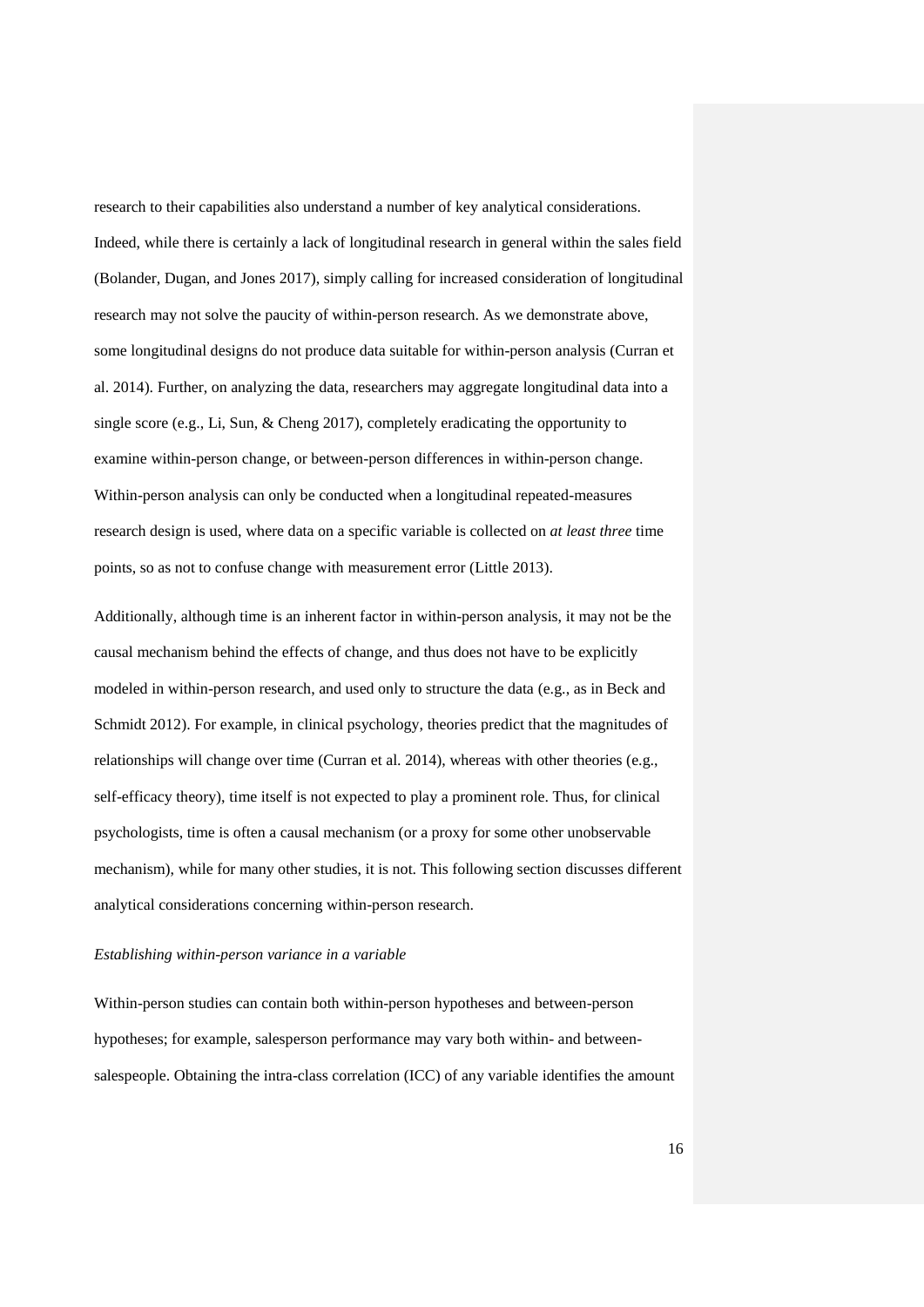research to their capabilities also understand a number of key analytical considerations. Indeed, while there is certainly a lack of longitudinal research in general within the sales field (Bolander, Dugan, and Jones 2017), simply calling for increased consideration of longitudinal research may not solve the paucity of within-person research. As we demonstrate above, some longitudinal designs do not produce data suitable for within-person analysis (Curran et al. 2014). Further, on analyzing the data, researchers may aggregate longitudinal data into a single score (e.g., Li, Sun, & Cheng 2017), completely eradicating the opportunity to examine within-person change, or between-person differences in within-person change. Within-person analysis can only be conducted when a longitudinal repeated-measures research design is used, where data on a specific variable is collected on *at least three* time points, so as not to confuse change with measurement error (Little 2013).

Additionally, although time is an inherent factor in within-person analysis, it may not be the causal mechanism behind the effects of change, and thus does not have to be explicitly modeled in within-person research, and used only to structure the data (e.g., as in Beck and Schmidt 2012). For example, in clinical psychology, theories predict that the magnitudes of relationships will change over time (Curran et al. 2014), whereas with other theories (e.g., self-efficacy theory), time itself is not expected to play a prominent role. Thus, for clinical psychologists, time is often a causal mechanism (or a proxy for some other unobservable mechanism), while for many other studies, it is not. This following section discusses different analytical considerations concerning within-person research.

### *Establishing within-person variance in a variable*

Within-person studies can contain both within-person hypotheses and between-person hypotheses; for example, salesperson performance may vary both within- and between-salespeople. Obtaining the intra-class correlation (ICC) of any variable identifies the amount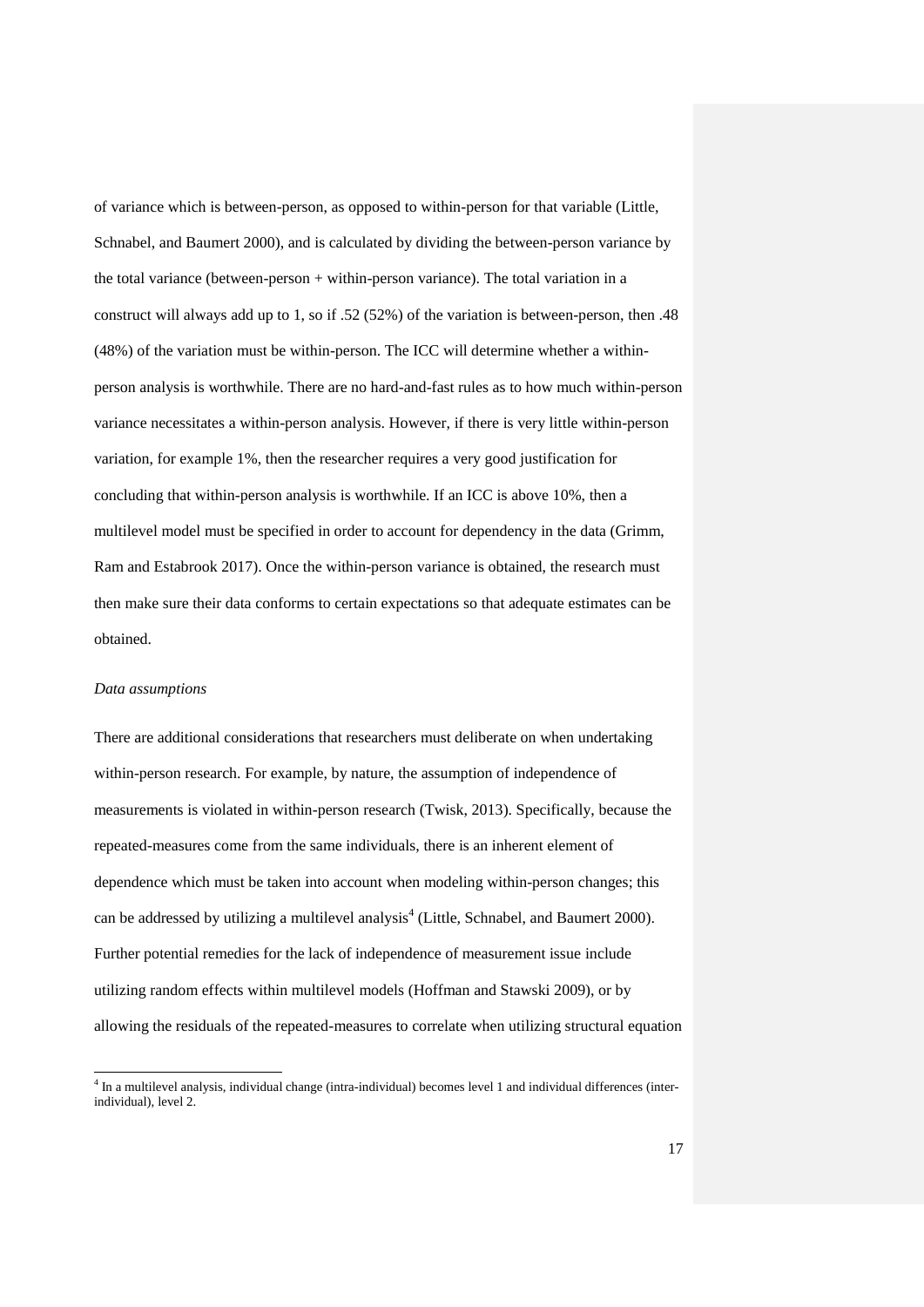of variance which is between-person, as opposed to within-person for that variable (Little, Schnabel, and Baumert 2000), and is calculated by dividing the between-person variance by the total variance (between-person + within-person variance). The total variation in a construct will always add up to 1, so if .52 (52%) of the variation is between-person, then .48 (48%) of the variation must be within-person. The ICC will determine whether a within-person analysis is worthwhile. There are no hard-and-fast rules as to how much within-person variance necessitates a within-person analysis. However, if there is very little within-person variation, for example 1%, then the researcher requires a very good justification for concluding that within-person analysis is worthwhile. If an ICC is above 10%, then a multilevel model must be specified in order to account for dependency in the data (Grimm, Ram and Estabrook 2017). Once the within-person variance is obtained, the research must then make sure their data conforms to certain expectations so that adequate estimates can be obtained.

*Data assumptions*

There are additional considerations that researchers must deliberate on when undertaking within-person research. For example, by nature, the assumption of independence of measurements is violated in within-person research (Twisk, 2013). Specifically, because the repeated-measures come from the same individuals, there is an inherent element of dependence which must be taken into account when modeling within-person changes; this can be addressed by utilizing a multilevel analysis[4] (Little, Schnabel, and Baumert 2000). Further potential remedies for the lack of independence of measurement issue include utilizing random effects within multilevel models (Hoffman and Stawski 2009), or by allowing the residuals of the repeated-measures to correlate when utilizing structural equation

[4] In a multilevel analysis, individual change (intra-individual) becomes level 1 and individual differences (inter-individual), level 2.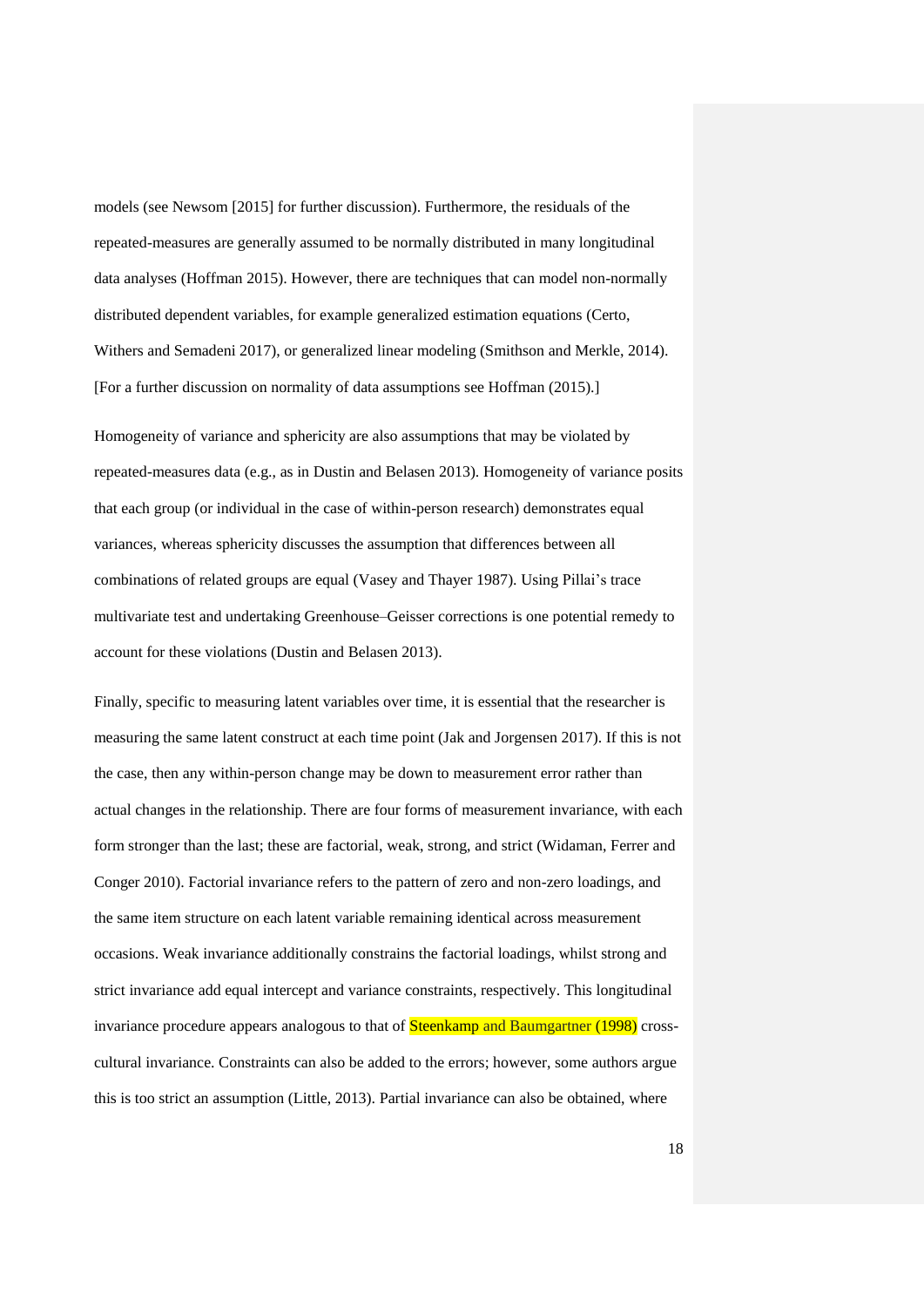models (see Newsom [2015] for further discussion). Furthermore, the residuals of the repeated-measures are generally assumed to be normally distributed in many longitudinal data analyses (Hoffman 2015). However, there are techniques that can model non-normally distributed dependent variables, for example generalized estimation equations (Certo, Withers and Semadeni 2017), or generalized linear modeling (Smithson and Merkle, 2014). [For a further discussion on normality of data assumptions see Hoffman (2015).]

Homogeneity of variance and sphericity are also assumptions that may be violated by repeated-measures data (e.g., as in Dustin and Belasen 2013). Homogeneity of variance posits that each group (or individual in the case of within-person research) demonstrates equal variances, whereas sphericity discusses the assumption that differences between all combinations of related groups are equal (Vasey and Thayer 1987). Using Pillai's trace multivariate test and undertaking Greenhouse–Geisser corrections is one potential remedy to account for these violations (Dustin and Belasen 2013).

Finally, specific to measuring latent variables over time, it is essential that the researcher is measuring the same latent construct at each time point (Jak and Jorgensen 2017). If this is not the case, then any within-person change may be down to measurement error rather than actual changes in the relationship. There are four forms of measurement invariance, with each form stronger than the last; these are factorial, weak, strong, and strict (Widaman, Ferrer and Conger 2010). Factorial invariance refers to the pattern of zero and non-zero loadings, and the same item structure on each latent variable remaining identical across measurement occasions. Weak invariance additionally constrains the factorial loadings, whilst strong and strict invariance add equal intercept and variance constraints, respectively. This longitudinal invariance procedure appears analogous to that of Steenkamp and Baumgartner (1998) cross-cultural invariance. Constraints can also be added to the errors; however, some authors argue this is too strict an assumption (Little, 2013). Partial invariance can also be obtained, where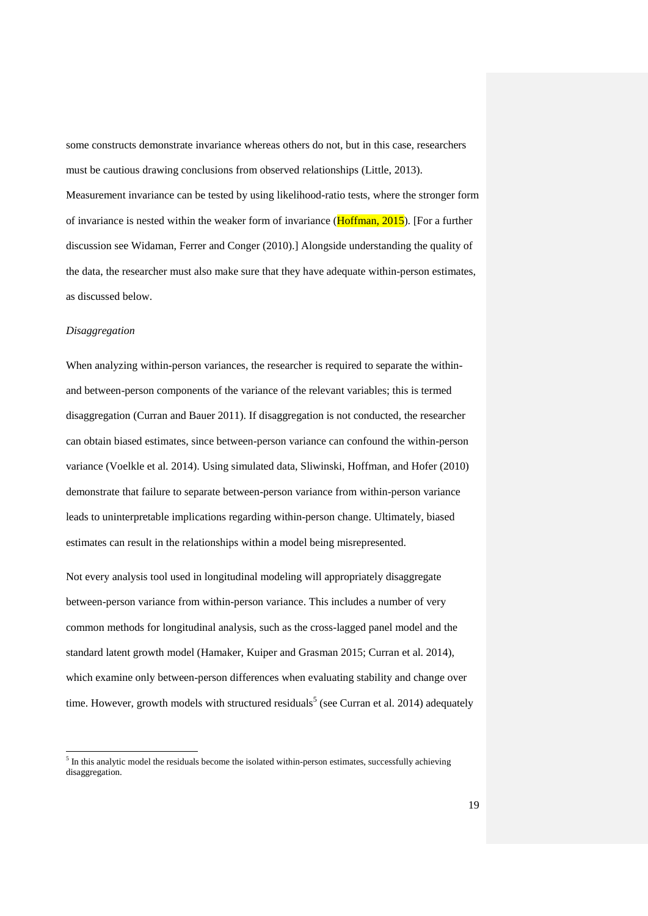some constructs demonstrate invariance whereas others do not, but in this case, researchers must be cautious drawing conclusions from observed relationships (Little, 2013). Measurement invariance can be tested by using likelihood-ratio tests, where the stronger form of invariance is nested within the weaker form of invariance (Hoffman, 2015). [For a further discussion see Widaman, Ferrer and Conger (2010).] Alongside understanding the quality of the data, the researcher must also make sure that they have adequate within-person estimates, as discussed below.

*Disaggregation*

When analyzing within-person variances, the researcher is required to separate the within- and between-person components of the variance of the relevant variables; this is termed disaggregation (Curran and Bauer 2011). If disaggregation is not conducted, the researcher can obtain biased estimates, since between-person variance can confound the within-person variance (Voelkle et al. 2014). Using simulated data, Sliwinski, Hoffman, and Hofer (2010) demonstrate that failure to separate between-person variance from within-person variance leads to uninterpretable implications regarding within-person change. Ultimately, biased estimates can result in the relationships within a model being misrepresented.

Not every analysis tool used in longitudinal modeling will appropriately disaggregate between-person variance from within-person variance. This includes a number of very common methods for longitudinal analysis, such as the cross-lagged panel model and the standard latent growth model (Hamaker, Kuiper and Grasman 2015; Curran et al. 2014), which examine only between-person differences when evaluating stability and change over time. However, growth models with structured residuals[5] (see Curran et al. 2014) adequately

[5] In this analytic model the residuals become the isolated within-person estimates, successfully achieving disaggregation.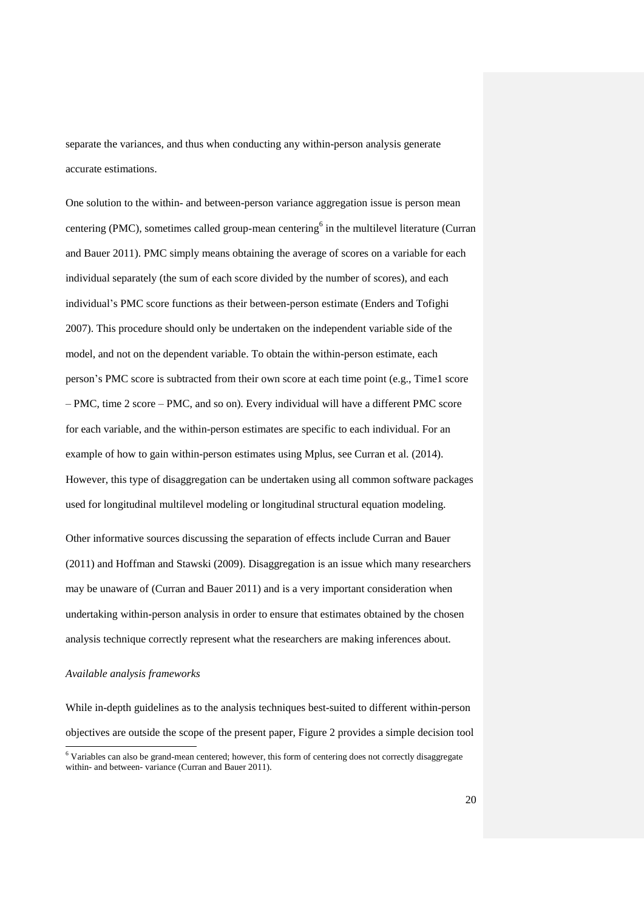separate the variances, and thus when conducting any within-person analysis generate accurate estimations.

One solution to the within- and between-person variance aggregation issue is person mean centering (PMC), sometimes called group-mean centering[6] in the multilevel literature (Curran and Bauer 2011). PMC simply means obtaining the average of scores on a variable for each individual separately (the sum of each score divided by the number of scores), and each individual's PMC score functions as their between-person estimate (Enders and Tofighi 2007). This procedure should only be undertaken on the independent variable side of the model, and not on the dependent variable. To obtain the within-person estimate, each person's PMC score is subtracted from their own score at each time point (e.g., Time1 score – PMC, time 2 score – PMC, and so on). Every individual will have a different PMC score for each variable, and the within-person estimates are specific to each individual. For an example of how to gain within-person estimates using Mplus, see Curran et al. (2014). However, this type of disaggregation can be undertaken using all common software packages used for longitudinal multilevel modeling or longitudinal structural equation modeling.

Other informative sources discussing the separation of effects include Curran and Bauer (2011) and Hoffman and Stawski (2009). Disaggregation is an issue which many researchers may be unaware of (Curran and Bauer 2011) and is a very important consideration when undertaking within-person analysis in order to ensure that estimates obtained by the chosen analysis technique correctly represent what the researchers are making inferences about.

*Available analysis frameworks*

While in-depth guidelines as to the analysis techniques best-suited to different within-person objectives are outside the scope of the present paper, Figure 2 provides a simple decision tool

[6] Variables can also be grand-mean centered; however, this form of centering does not correctly disaggregate within- and between- variance (Curran and Bauer 2011).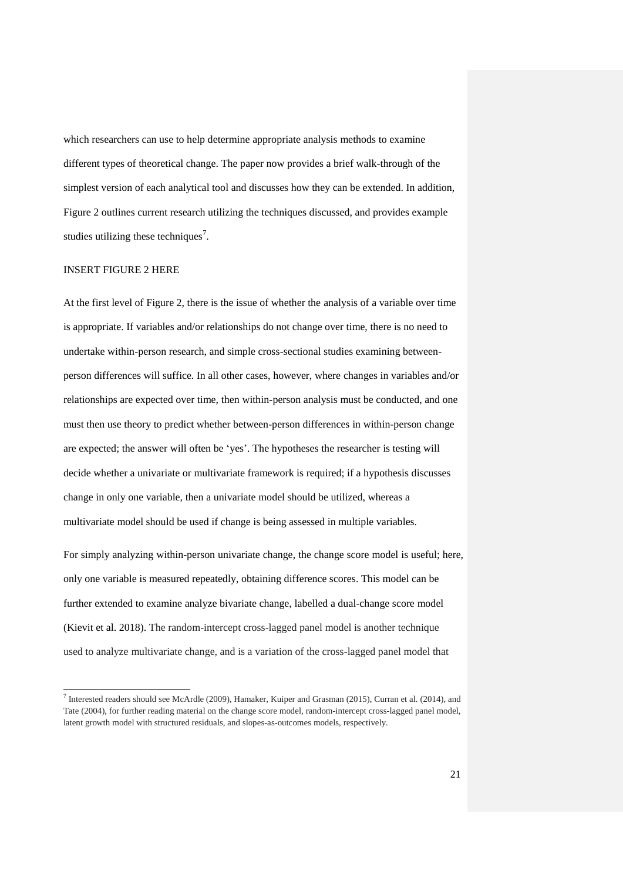which researchers can use to help determine appropriate analysis methods to examine different types of theoretical change. The paper now provides a brief walk-through of the simplest version of each analytical tool and discusses how they can be extended. In addition, Figure 2 outlines current research utilizing the techniques discussed, and provides example studies utilizing these techniques[7].

INSERT FIGURE 2 HERE

At the first level of Figure 2, there is the issue of whether the analysis of a variable over time is appropriate. If variables and/or relationships do not change over time, there is no need to undertake within-person research, and simple cross-sectional studies examining between-person differences will suffice. In all other cases, however, where changes in variables and/or relationships are expected over time, then within-person analysis must be conducted, and one must then use theory to predict whether between-person differences in within-person change are expected; the answer will often be 'yes'. The hypotheses the researcher is testing will decide whether a univariate or multivariate framework is required; if a hypothesis discusses change in only one variable, then a univariate model should be utilized, whereas a multivariate model should be used if change is being assessed in multiple variables.

For simply analyzing within-person univariate change, the change score model is useful; here, only one variable is measured repeatedly, obtaining difference scores. This model can be further extended to examine analyze bivariate change, labelled a dual-change score model (Kievit et al. 2018). The random-intercept cross-lagged panel model is another technique used to analyze multivariate change, and is a variation of the cross-lagged panel model that

[7] Interested readers should see McArdle (2009), Hamaker, Kuiper and Grasman (2015), Curran et al. (2014), and Tate (2004), for further reading material on the change score model, random-intercept cross-lagged panel model, latent growth model with structured residuals, and slopes-as-outcomes models, respectively.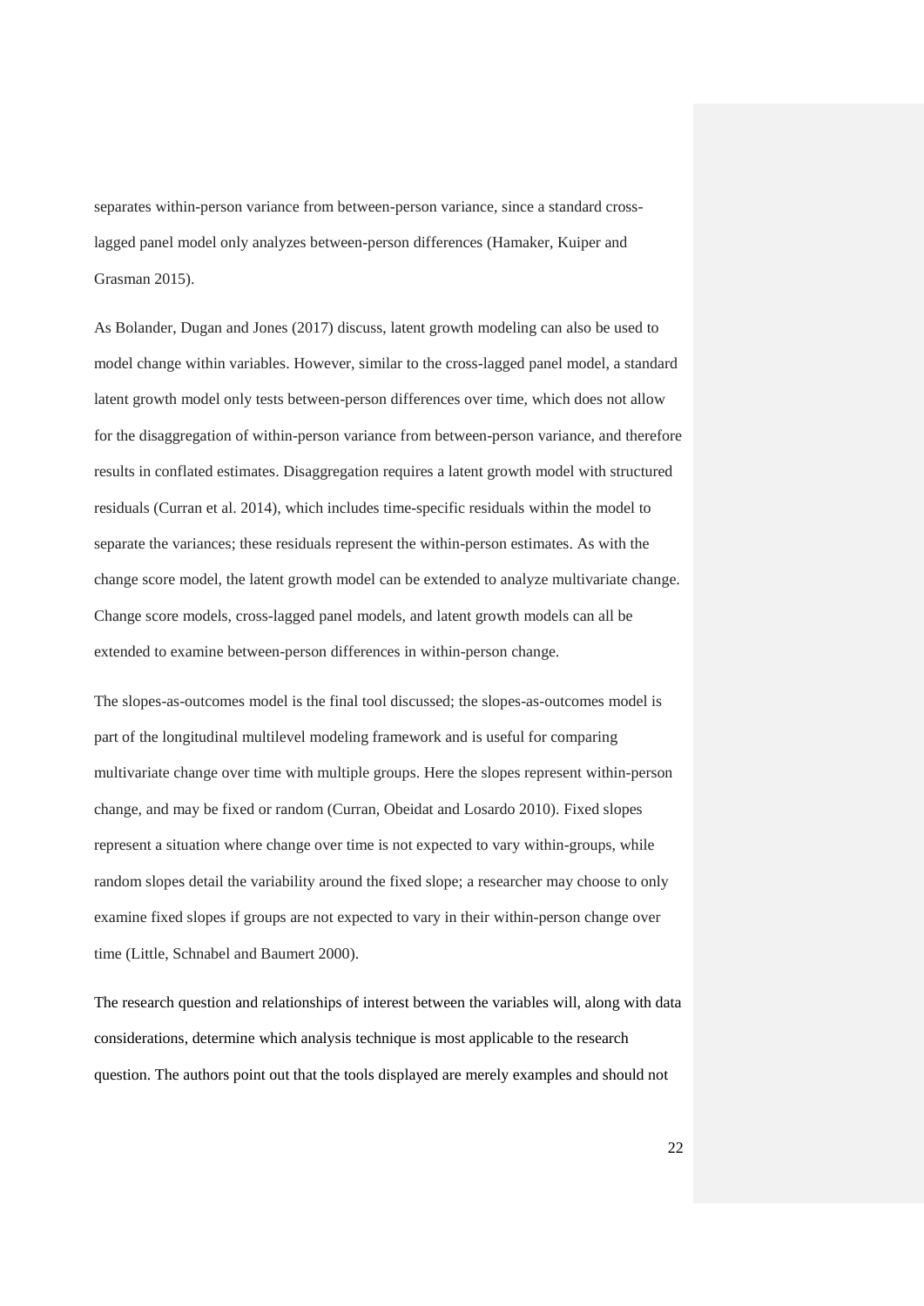separates within-person variance from between-person variance, since a standard cross-lagged panel model only analyzes between-person differences (Hamaker, Kuiper and Grasman 2015).

As Bolander, Dugan and Jones (2017) discuss, latent growth modeling can also be used to model change within variables. However, similar to the cross-lagged panel model, a standard latent growth model only tests between-person differences over time, which does not allow for the disaggregation of within-person variance from between-person variance, and therefore results in conflated estimates. Disaggregation requires a latent growth model with structured residuals (Curran et al. 2014), which includes time-specific residuals within the model to separate the variances; these residuals represent the within-person estimates. As with the change score model, the latent growth model can be extended to analyze multivariate change. Change score models, cross-lagged panel models, and latent growth models can all be extended to examine between-person differences in within-person change.

The slopes-as-outcomes model is the final tool discussed; the slopes-as-outcomes model is part of the longitudinal multilevel modeling framework and is useful for comparing multivariate change over time with multiple groups. Here the slopes represent within-person change, and may be fixed or random (Curran, Obeidat and Losardo 2010). Fixed slopes represent a situation where change over time is not expected to vary within-groups, while random slopes detail the variability around the fixed slope; a researcher may choose to only examine fixed slopes if groups are not expected to vary in their within-person change over time (Little, Schnabel and Baumert 2000).

The research question and relationships of interest between the variables will, along with data considerations, determine which analysis technique is most applicable to the research question. The authors point out that the tools displayed are merely examples and should not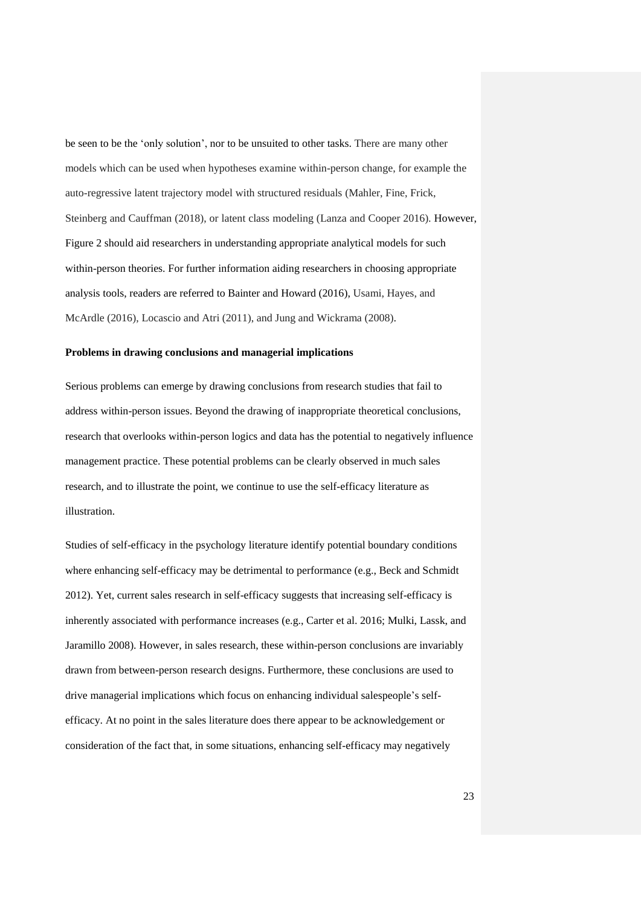be seen to be the 'only solution', nor to be unsuited to other tasks. There are many other models which can be used when hypotheses examine within-person change, for example the auto-regressive latent trajectory model with structured residuals (Mahler, Fine, Frick, Steinberg and Cauffman (2018), or latent class modeling (Lanza and Cooper 2016). However, Figure 2 should aid researchers in understanding appropriate analytical models for such within-person theories. For further information aiding researchers in choosing appropriate analysis tools, readers are referred to Bainter and Howard (2016), Usami, Hayes, and McArdle (2016), Locascio and Atri (2011), and Jung and Wickrama (2008).

**Problems in drawing conclusions and managerial implications**

Serious problems can emerge by drawing conclusions from research studies that fail to address within-person issues. Beyond the drawing of inappropriate theoretical conclusions, research that overlooks within-person logics and data has the potential to negatively influence management practice. These potential problems can be clearly observed in much sales research, and to illustrate the point, we continue to use the self-efficacy literature as illustration.

Studies of self-efficacy in the psychology literature identify potential boundary conditions where enhancing self-efficacy may be detrimental to performance (e.g., Beck and Schmidt 2012). Yet, current sales research in self-efficacy suggests that increasing self-efficacy is inherently associated with performance increases (e.g., Carter et al. 2016; Mulki, Lassk, and Jaramillo 2008). However, in sales research, these within-person conclusions are invariably drawn from between-person research designs. Furthermore, these conclusions are used to drive managerial implications which focus on enhancing individual salespeople's self-efficacy. At no point in the sales literature does there appear to be acknowledgement or consideration of the fact that, in some situations, enhancing self-efficacy may negatively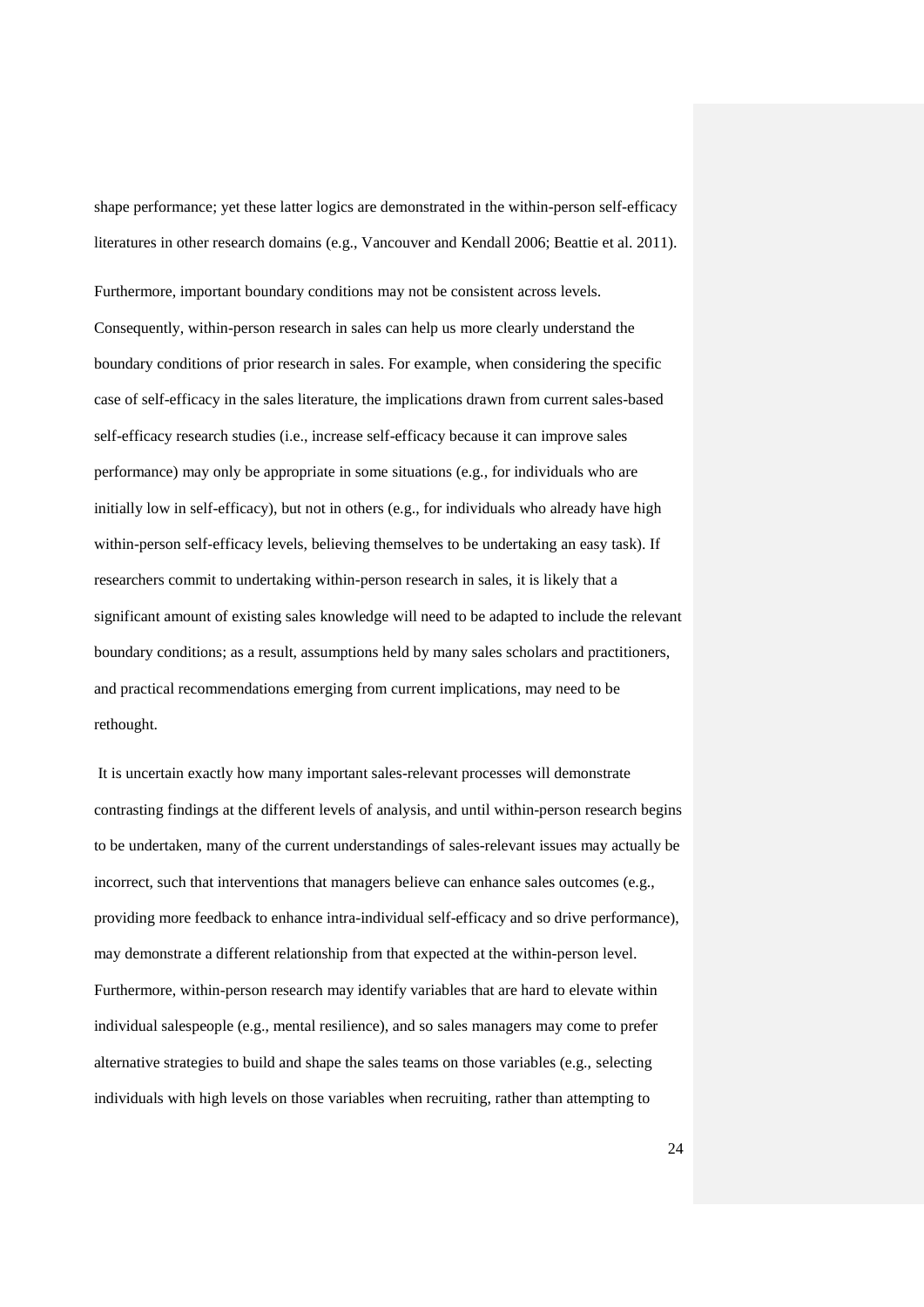shape performance; yet these latter logics are demonstrated in the within-person self-efficacy literatures in other research domains (e.g., Vancouver and Kendall 2006; Beattie et al. 2011).

Furthermore, important boundary conditions may not be consistent across levels. Consequently, within-person research in sales can help us more clearly understand the boundary conditions of prior research in sales. For example, when considering the specific case of self-efficacy in the sales literature, the implications drawn from current sales-based self-efficacy research studies (i.e., increase self-efficacy because it can improve sales performance) may only be appropriate in some situations (e.g., for individuals who are initially low in self-efficacy), but not in others (e.g., for individuals who already have high within-person self-efficacy levels, believing themselves to be undertaking an easy task). If researchers commit to undertaking within-person research in sales, it is likely that a significant amount of existing sales knowledge will need to be adapted to include the relevant boundary conditions; as a result, assumptions held by many sales scholars and practitioners, and practical recommendations emerging from current implications, may need to be rethought.

It is uncertain exactly how many important sales-relevant processes will demonstrate contrasting findings at the different levels of analysis, and until within-person research begins to be undertaken, many of the current understandings of sales-relevant issues may actually be incorrect, such that interventions that managers believe can enhance sales outcomes (e.g., providing more feedback to enhance intra-individual self-efficacy and so drive performance), may demonstrate a different relationship from that expected at the within-person level. Furthermore, within-person research may identify variables that are hard to elevate within individual salespeople (e.g., mental resilience), and so sales managers may come to prefer alternative strategies to build and shape the sales teams on those variables (e.g., selecting individuals with high levels on those variables when recruiting, rather than attempting to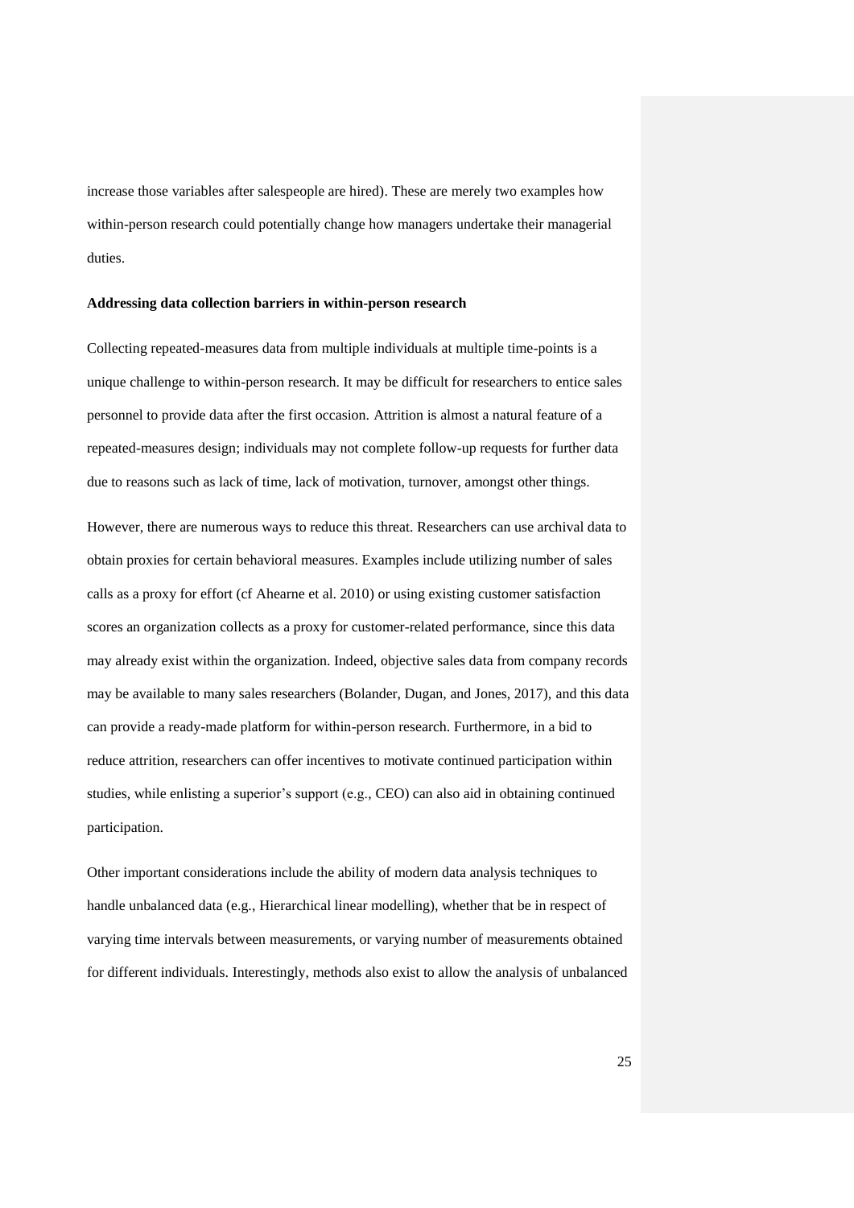increase those variables after salespeople are hired). These are merely two examples how within-person research could potentially change how managers undertake their managerial duties.

**Addressing data collection barriers in within-person research**

Collecting repeated-measures data from multiple individuals at multiple time-points is a unique challenge to within-person research. It may be difficult for researchers to entice sales personnel to provide data after the first occasion. Attrition is almost a natural feature of a repeated-measures design; individuals may not complete follow-up requests for further data due to reasons such as lack of time, lack of motivation, turnover, amongst other things.

However, there are numerous ways to reduce this threat. Researchers can use archival data to obtain proxies for certain behavioral measures. Examples include utilizing number of sales calls as a proxy for effort (cf Ahearne et al. 2010) or using existing customer satisfaction scores an organization collects as a proxy for customer-related performance, since this data may already exist within the organization. Indeed, objective sales data from company records may be available to many sales researchers (Bolander, Dugan, and Jones, 2017), and this data can provide a ready-made platform for within-person research. Furthermore, in a bid to reduce attrition, researchers can offer incentives to motivate continued participation within studies, while enlisting a superior's support (e.g., CEO) can also aid in obtaining continued participation.

Other important considerations include the ability of modern data analysis techniques to handle unbalanced data (e.g., Hierarchical linear modelling), whether that be in respect of varying time intervals between measurements, or varying number of measurements obtained for different individuals. Interestingly, methods also exist to allow the analysis of unbalanced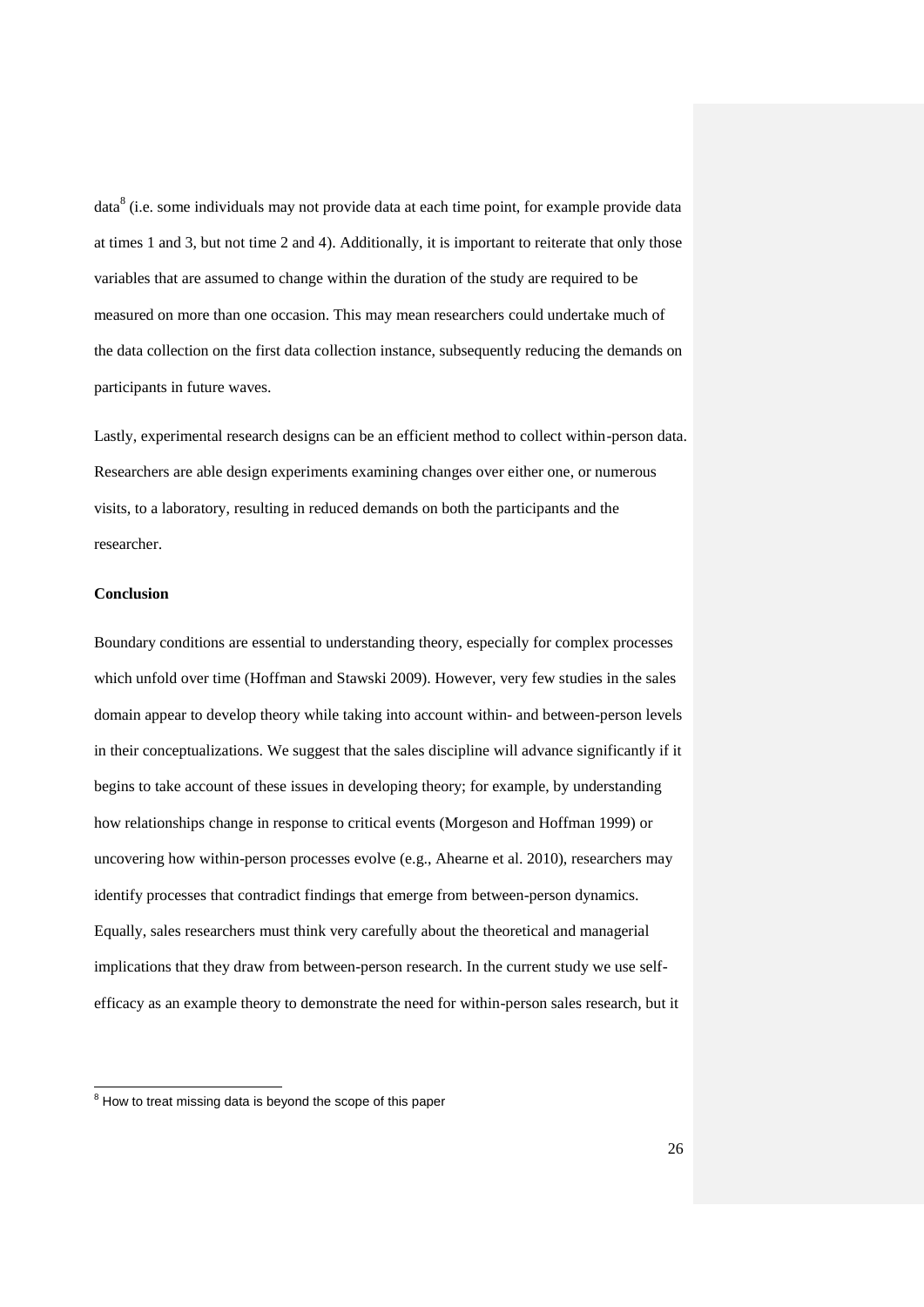data[8] (i.e. some individuals may not provide data at each time point, for example provide data at times 1 and 3, but not time 2 and 4). Additionally, it is important to reiterate that only those variables that are assumed to change within the duration of the study are required to be measured on more than one occasion. This may mean researchers could undertake much of the data collection on the first data collection instance, subsequently reducing the demands on participants in future waves.

Lastly, experimental research designs can be an efficient method to collect within-person data. Researchers are able design experiments examining changes over either one, or numerous visits, to a laboratory, resulting in reduced demands on both the participants and the researcher.

**Conclusion**

Boundary conditions are essential to understanding theory, especially for complex processes which unfold over time (Hoffman and Stawski 2009). However, very few studies in the sales domain appear to develop theory while taking into account within- and between-person levels in their conceptualizations. We suggest that the sales discipline will advance significantly if it begins to take account of these issues in developing theory; for example, by understanding how relationships change in response to critical events (Morgeson and Hoffman 1999) or uncovering how within-person processes evolve (e.g., Ahearne et al. 2010), researchers may identify processes that contradict findings that emerge from between-person dynamics. Equally, sales researchers must think very carefully about the theoretical and managerial implications that they draw from between-person research. In the current study we use self-efficacy as an example theory to demonstrate the need for within-person sales research, but it

[8] How to treat missing data is beyond the scope of this paper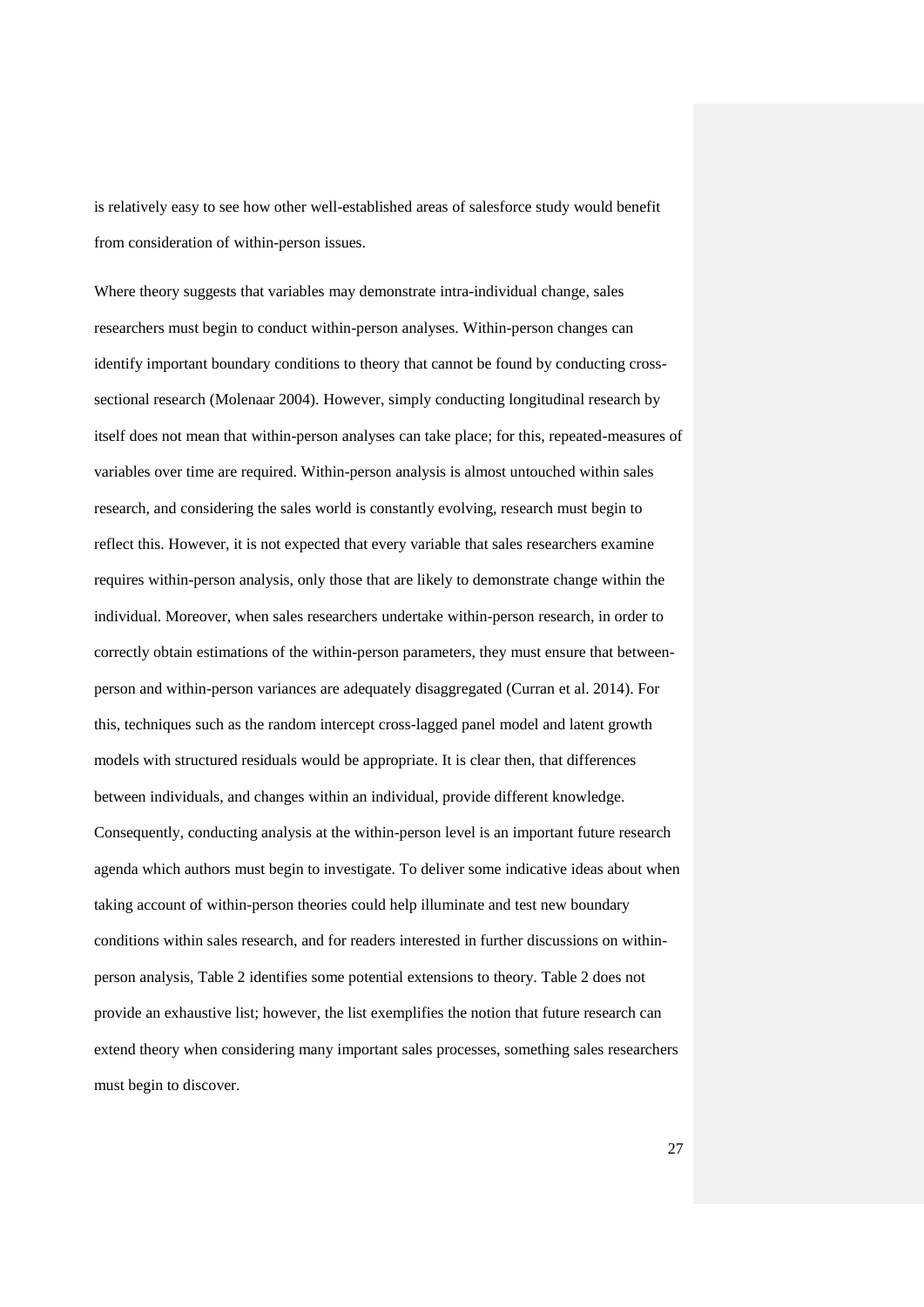is relatively easy to see how other well-established areas of salesforce study would benefit from consideration of within-person issues.

Where theory suggests that variables may demonstrate intra-individual change, sales researchers must begin to conduct within-person analyses. Within-person changes can identify important boundary conditions to theory that cannot be found by conducting cross-sectional research (Molenaar 2004). However, simply conducting longitudinal research by itself does not mean that within-person analyses can take place; for this, repeated-measures of variables over time are required. Within-person analysis is almost untouched within sales research, and considering the sales world is constantly evolving, research must begin to reflect this. However, it is not expected that every variable that sales researchers examine requires within-person analysis, only those that are likely to demonstrate change within the individual. Moreover, when sales researchers undertake within-person research, in order to correctly obtain estimations of the within-person parameters, they must ensure that between-person and within-person variances are adequately disaggregated (Curran et al. 2014). For this, techniques such as the random intercept cross-lagged panel model and latent growth models with structured residuals would be appropriate. It is clear then, that differences between individuals, and changes within an individual, provide different knowledge. Consequently, conducting analysis at the within-person level is an important future research agenda which authors must begin to investigate. To deliver some indicative ideas about when taking account of within-person theories could help illuminate and test new boundary conditions within sales research, and for readers interested in further discussions on within-person analysis, Table 2 identifies some potential extensions to theory. Table 2 does not provide an exhaustive list; however, the list exemplifies the notion that future research can extend theory when considering many important sales processes, something sales researchers must begin to discover.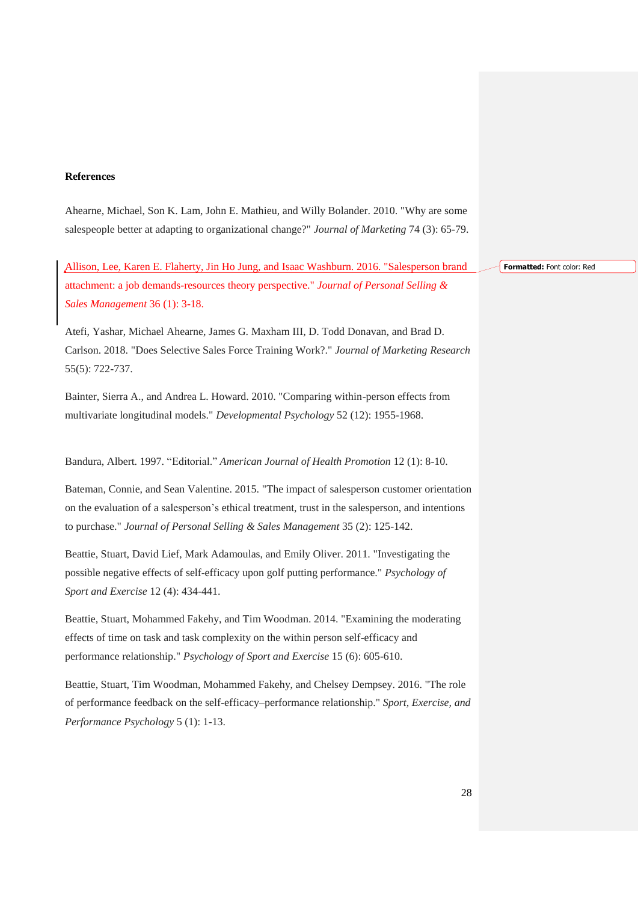**References**

Ahearne, Michael, Son K. Lam, John E. Mathieu, and Willy Bolander. 2010. "Why are some salespeople better at adapting to organizational change?" *Journal of Marketing* 74 (3): 65-79.

Allison, Lee, Karen E. Flaherty, Jin Ho Jung, and Isaac Washburn. 2016. "Salesperson brand attachment: a job demands-resources theory perspective." *Journal of Personal Selling & Sales Management* 36 (1): 3-18.

Atefi, Yashar, Michael Ahearne, James G. Maxham III, D. Todd Donavan, and Brad D. Carlson. 2018. "Does Selective Sales Force Training Work?." *Journal of Marketing Research* 55(5): 722-737.

Bainter, Sierra A., and Andrea L. Howard. 2010. "Comparing within-person effects from multivariate longitudinal models." *Developmental Psychology* 52 (12): 1955-1968.

Bandura, Albert. 1997. "Editorial." *American Journal of Health Promotion* 12 (1): 8-10.

Bateman, Connie, and Sean Valentine. 2015. "The impact of salesperson customer orientation on the evaluation of a salesperson's ethical treatment, trust in the salesperson, and intentions to purchase." *Journal of Personal Selling & Sales Management* 35 (2): 125-142.

Beattie, Stuart, David Lief, Mark Adamoulas, and Emily Oliver. 2011. "Investigating the possible negative effects of self-efficacy upon golf putting performance." *Psychology of Sport and Exercise* 12 (4): 434-441.

Beattie, Stuart, Mohammed Fakehy, and Tim Woodman. 2014. "Examining the moderating effects of time on task and task complexity on the within person self-efficacy and performance relationship." *Psychology of Sport and Exercise* 15 (6): 605-610.

Beattie, Stuart, Tim Woodman, Mohammed Fakehy, and Chelsey Dempsey. 2016. "The role of performance feedback on the self-efficacy–performance relationship." *Sport, Exercise, and Performance Psychology* 5 (1): 1-13.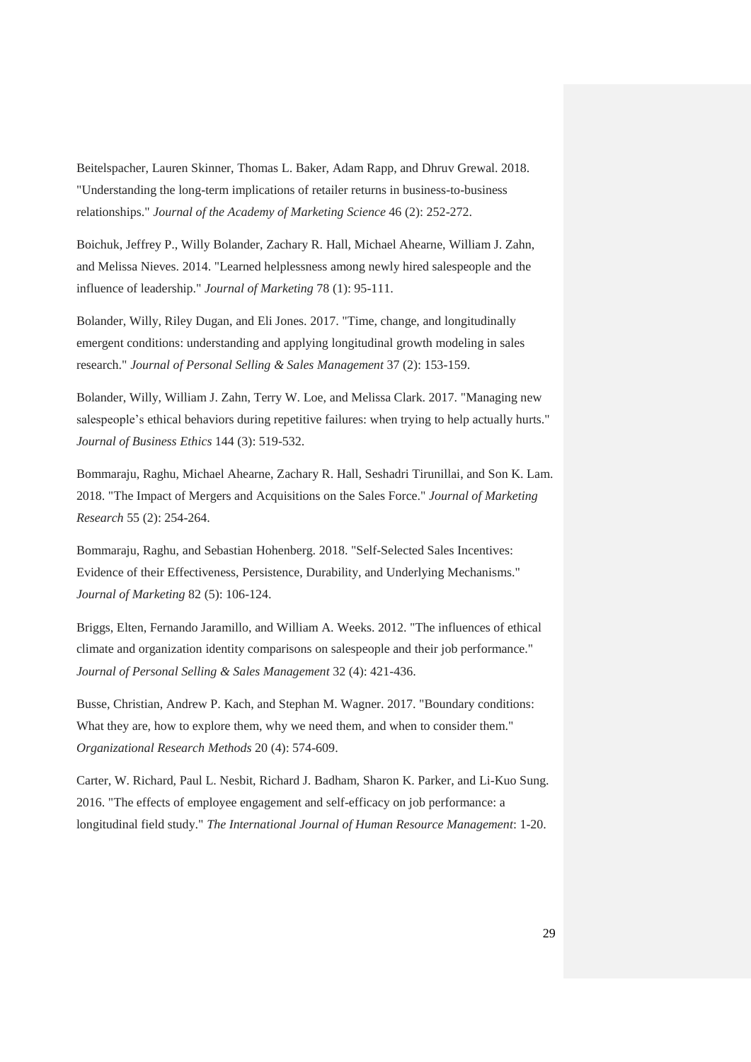Beitelspacher, Lauren Skinner, Thomas L. Baker, Adam Rapp, and Dhruv Grewal. 2018. "Understanding the long-term implications of retailer returns in business-to-business relationships." *Journal of the Academy of Marketing Science* 46 (2): 252-272.

Boichuk, Jeffrey P., Willy Bolander, Zachary R. Hall, Michael Ahearne, William J. Zahn, and Melissa Nieves. 2014. "Learned helplessness among newly hired salespeople and the influence of leadership." *Journal of Marketing* 78 (1): 95-111.

Bolander, Willy, Riley Dugan, and Eli Jones. 2017. "Time, change, and longitudinally emergent conditions: understanding and applying longitudinal growth modeling in sales research." *Journal of Personal Selling & Sales Management* 37 (2): 153-159.

Bolander, Willy, William J. Zahn, Terry W. Loe, and Melissa Clark. 2017. "Managing new salespeople's ethical behaviors during repetitive failures: when trying to help actually hurts." *Journal of Business Ethics* 144 (3): 519-532.

Bommaraju, Raghu, Michael Ahearne, Zachary R. Hall, Seshadri Tirunillai, and Son K. Lam. 2018. "The Impact of Mergers and Acquisitions on the Sales Force." *Journal of Marketing Research* 55 (2): 254-264.

Bommaraju, Raghu, and Sebastian Hohenberg. 2018. "Self-Selected Sales Incentives: Evidence of their Effectiveness, Persistence, Durability, and Underlying Mechanisms." *Journal of Marketing* 82 (5): 106-124.

Briggs, Elten, Fernando Jaramillo, and William A. Weeks. 2012. "The influences of ethical climate and organization identity comparisons on salespeople and their job performance." *Journal of Personal Selling & Sales Management* 32 (4): 421-436.

Busse, Christian, Andrew P. Kach, and Stephan M. Wagner. 2017. "Boundary conditions: What they are, how to explore them, why we need them, and when to consider them." *Organizational Research Methods* 20 (4): 574-609.

Carter, W. Richard, Paul L. Nesbit, Richard J. Badham, Sharon K. Parker, and Li-Kuo Sung. 2016. "The effects of employee engagement and self-efficacy on job performance: a longitudinal field study." *The International Journal of Human Resource Management*: 1-20.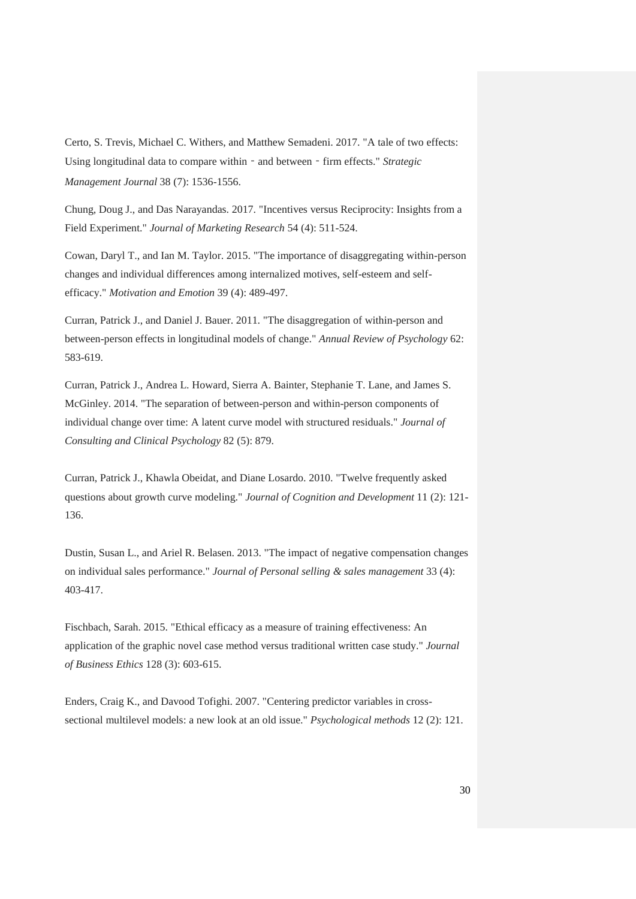Certo, S. Trevis, Michael C. Withers, and Matthew Semadeni. 2017. "A tale of two effects: Using longitudinal data to compare within‐and between‐firm effects." *Strategic Management Journal* 38 (7): 1536-1556.

Chung, Doug J., and Das Narayandas. 2017. "Incentives versus Reciprocity: Insights from a Field Experiment." *Journal of Marketing Research* 54 (4): 511-524.

Cowan, Daryl T., and Ian M. Taylor. 2015. "The importance of disaggregating within-person changes and individual differences among internalized motives, self-esteem and self-efficacy." *Motivation and Emotion* 39 (4): 489-497.

Curran, Patrick J., and Daniel J. Bauer. 2011. "The disaggregation of within-person and between-person effects in longitudinal models of change." *Annual Review of Psychology* 62: 583-619.

Curran, Patrick J., Andrea L. Howard, Sierra A. Bainter, Stephanie T. Lane, and James S. McGinley. 2014. "The separation of between-person and within-person components of individual change over time: A latent curve model with structured residuals." *Journal of Consulting and Clinical Psychology* 82 (5): 879.

Curran, Patrick J., Khawla Obeidat, and Diane Losardo. 2010. "Twelve frequently asked questions about growth curve modeling." *Journal of Cognition and Development* 11 (2): 121-136.

Dustin, Susan L., and Ariel R. Belasen. 2013. "The impact of negative compensation changes on individual sales performance." *Journal of Personal selling & sales management* 33 (4): 403-417.

Fischbach, Sarah. 2015. "Ethical efficacy as a measure of training effectiveness: An application of the graphic novel case method versus traditional written case study." *Journal of Business Ethics* 128 (3): 603-615.

Enders, Craig K., and Davood Tofighi. 2007. "Centering predictor variables in cross-sectional multilevel models: a new look at an old issue." *Psychological methods* 12 (2): 121.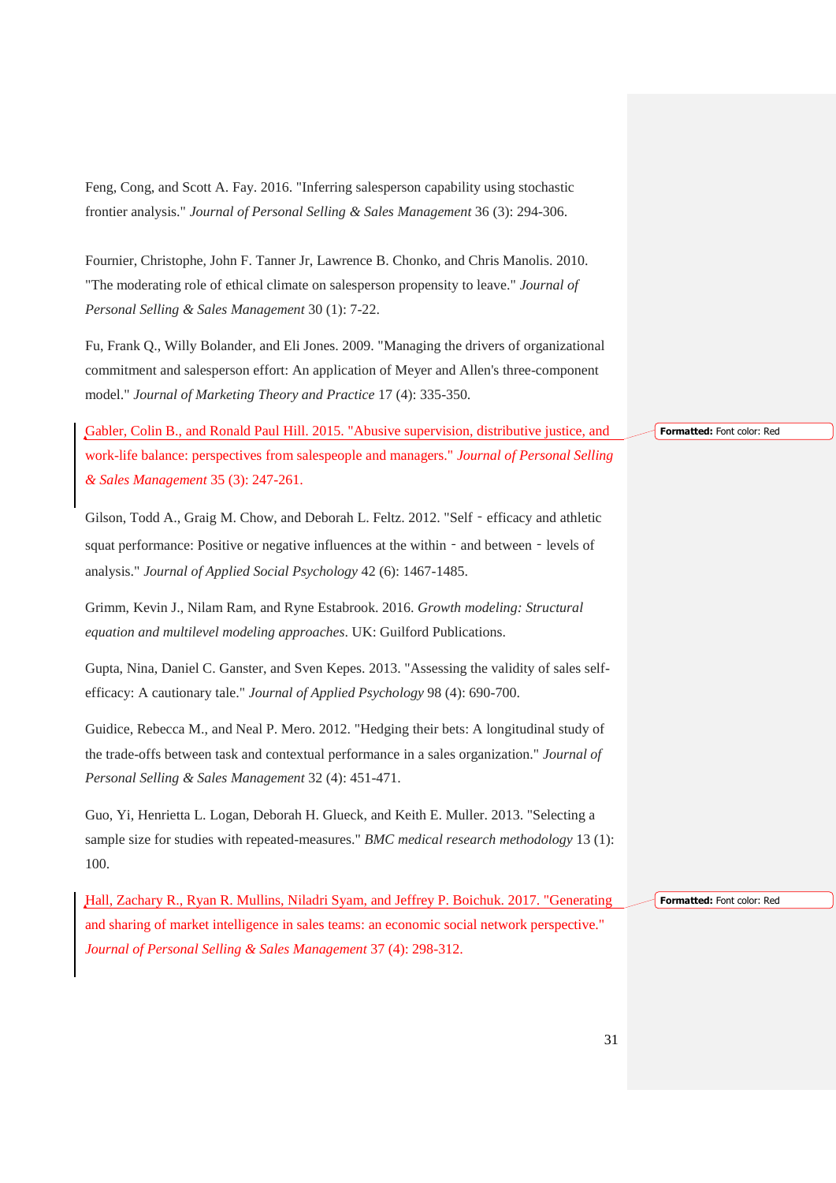Feng, Cong, and Scott A. Fay. 2016. "Inferring salesperson capability using stochastic frontier analysis." *Journal of Personal Selling & Sales Management* 36 (3): 294-306.

Fournier, Christophe, John F. Tanner Jr, Lawrence B. Chonko, and Chris Manolis. 2010. "The moderating role of ethical climate on salesperson propensity to leave." *Journal of Personal Selling & Sales Management* 30 (1): 7-22.

Fu, Frank Q., Willy Bolander, and Eli Jones. 2009. "Managing the drivers of organizational commitment and salesperson effort: An application of Meyer and Allen's three-component model." *Journal of Marketing Theory and Practice* 17 (4): 335-350.

Gabler, Colin B., and Ronald Paul Hill. 2015. "Abusive supervision, distributive justice, and work-life balance: perspectives from salespeople and managers." *Journal of Personal Selling & Sales Management* 35 (3): 247-261.

Gilson, Todd A., Graig M. Chow, and Deborah L. Feltz. 2012. "Self‐efficacy and athletic squat performance: Positive or negative influences at the within‐and between‐levels of analysis." *Journal of Applied Social Psychology* 42 (6): 1467-1485.

Grimm, Kevin J., Nilam Ram, and Ryne Estabrook. 2016. *Growth modeling: Structural equation and multilevel modeling approaches*. UK: Guilford Publications.

Gupta, Nina, Daniel C. Ganster, and Sven Kepes. 2013. "Assessing the validity of sales self-efficacy: A cautionary tale." *Journal of Applied Psychology* 98 (4): 690-700.

Guidice, Rebecca M., and Neal P. Mero. 2012. "Hedging their bets: A longitudinal study of the trade-offs between task and contextual performance in a sales organization." *Journal of Personal Selling & Sales Management* 32 (4): 451-471.

Guo, Yi, Henrietta L. Logan, Deborah H. Glueck, and Keith E. Muller. 2013. "Selecting a sample size for studies with repeated-measures." *BMC medical research methodology* 13 (1): 100.

Hall, Zachary R., Ryan R. Mullins, Niladri Syam, and Jeffrey P. Boichuk. 2017. "Generating and sharing of market intelligence in sales teams: an economic social network perspective." *Journal of Personal Selling & Sales Management* 37 (4): 298-312.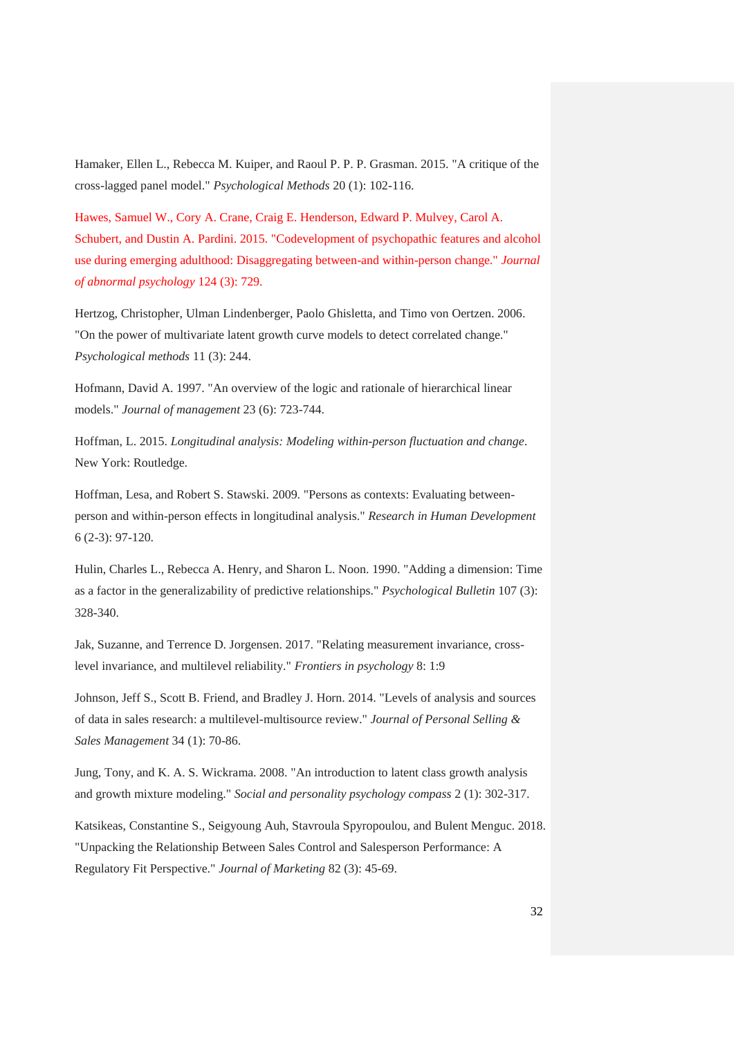Hamaker, Ellen L., Rebecca M. Kuiper, and Raoul P. P. P. Grasman. 2015. "A critique of the cross-lagged panel model." *Psychological Methods* 20 (1): 102-116.

Hawes, Samuel W., Cory A. Crane, Craig E. Henderson, Edward P. Mulvey, Carol A. Schubert, and Dustin A. Pardini. 2015. "Codevelopment of psychopathic features and alcohol use during emerging adulthood: Disaggregating between-and within-person change." *Journal of abnormal psychology* 124 (3): 729.

Hertzog, Christopher, Ulman Lindenberger, Paolo Ghisletta, and Timo von Oertzen. 2006. "On the power of multivariate latent growth curve models to detect correlated change." *Psychological methods* 11 (3): 244.

Hofmann, David A. 1997. "An overview of the logic and rationale of hierarchical linear models." *Journal of management* 23 (6): 723-744.

Hoffman, L. 2015. *Longitudinal analysis: Modeling within-person fluctuation and change*. New York: Routledge.

Hoffman, Lesa, and Robert S. Stawski. 2009. "Persons as contexts: Evaluating between-person and within-person effects in longitudinal analysis." *Research in Human Development* 6 (2-3): 97-120.

Hulin, Charles L., Rebecca A. Henry, and Sharon L. Noon. 1990. "Adding a dimension: Time as a factor in the generalizability of predictive relationships." *Psychological Bulletin* 107 (3): 328-340.

Jak, Suzanne, and Terrence D. Jorgensen. 2017. "Relating measurement invariance, cross-level invariance, and multilevel reliability." *Frontiers in psychology* 8: 1:9

Johnson, Jeff S., Scott B. Friend, and Bradley J. Horn. 2014. "Levels of analysis and sources of data in sales research: a multilevel-multisource review." *Journal of Personal Selling & Sales Management* 34 (1): 70-86.

Jung, Tony, and K. A. S. Wickrama. 2008. "An introduction to latent class growth analysis and growth mixture modeling." *Social and personality psychology compass* 2 (1): 302-317.

Katsikeas, Constantine S., Seigyoung Auh, Stavroula Spyropoulou, and Bulent Menguc. 2018. "Unpacking the Relationship Between Sales Control and Salesperson Performance: A Regulatory Fit Perspective." *Journal of Marketing* 82 (3): 45-69.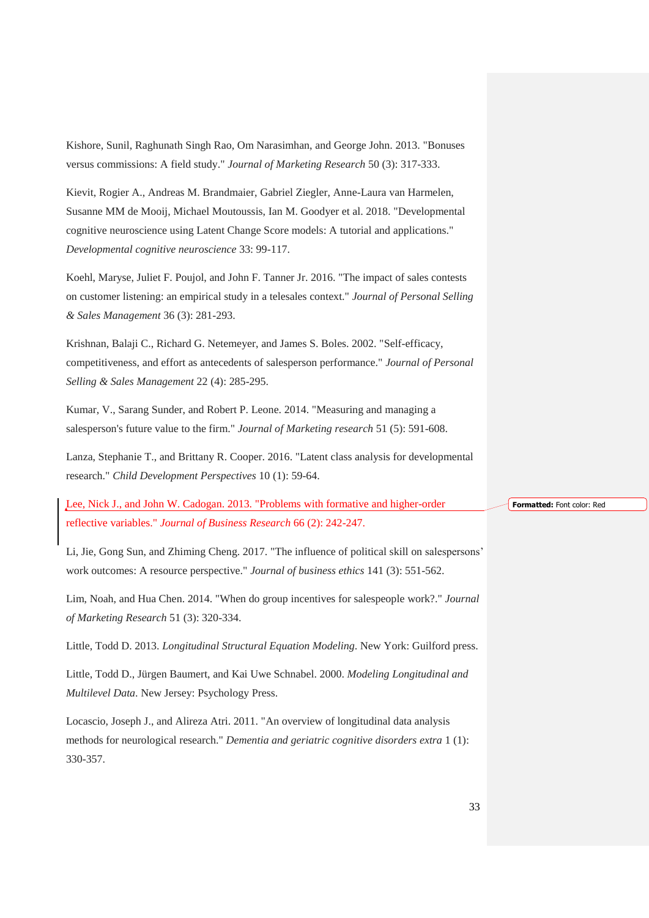Kishore, Sunil, Raghunath Singh Rao, Om Narasimhan, and George John. 2013. "Bonuses versus commissions: A field study." *Journal of Marketing Research* 50 (3): 317-333.

Kievit, Rogier A., Andreas M. Brandmaier, Gabriel Ziegler, Anne-Laura van Harmelen, Susanne MM de Mooij, Michael Moutoussis, Ian M. Goodyer et al. 2018. "Developmental cognitive neuroscience using Latent Change Score models: A tutorial and applications." *Developmental cognitive neuroscience* 33: 99-117.

Koehl, Maryse, Juliet F. Poujol, and John F. Tanner Jr. 2016. "The impact of sales contests on customer listening: an empirical study in a telesales context." *Journal of Personal Selling & Sales Management* 36 (3): 281-293.

Krishnan, Balaji C., Richard G. Netemeyer, and James S. Boles. 2002. "Self-efficacy, competitiveness, and effort as antecedents of salesperson performance." *Journal of Personal Selling & Sales Management* 22 (4): 285-295.

Kumar, V., Sarang Sunder, and Robert P. Leone. 2014. "Measuring and managing a salesperson's future value to the firm." *Journal of Marketing research* 51 (5): 591-608.

Lanza, Stephanie T., and Brittany R. Cooper. 2016. "Latent class analysis for developmental research." *Child Development Perspectives* 10 (1): 59-64.

Lee, Nick J., and John W. Cadogan. 2013. "Problems with formative and higher-order reflective variables." *Journal of Business Research* 66 (2): 242-247.

Li, Jie, Gong Sun, and Zhiming Cheng. 2017. "The influence of political skill on salespersons' work outcomes: A resource perspective." *Journal of business ethics* 141 (3): 551-562.

Lim, Noah, and Hua Chen. 2014. "When do group incentives for salespeople work?." *Journal of Marketing Research* 51 (3): 320-334.

Little, Todd D. 2013. *Longitudinal Structural Equation Modeling*. New York: Guilford press.

Little, Todd D., Jürgen Baumert, and Kai Uwe Schnabel. 2000. *Modeling Longitudinal and Multilevel Data*. New Jersey: Psychology Press.

Locascio, Joseph J., and Alireza Atri. 2011. "An overview of longitudinal data analysis methods for neurological research." *Dementia and geriatric cognitive disorders extra* 1 (1): 330-357.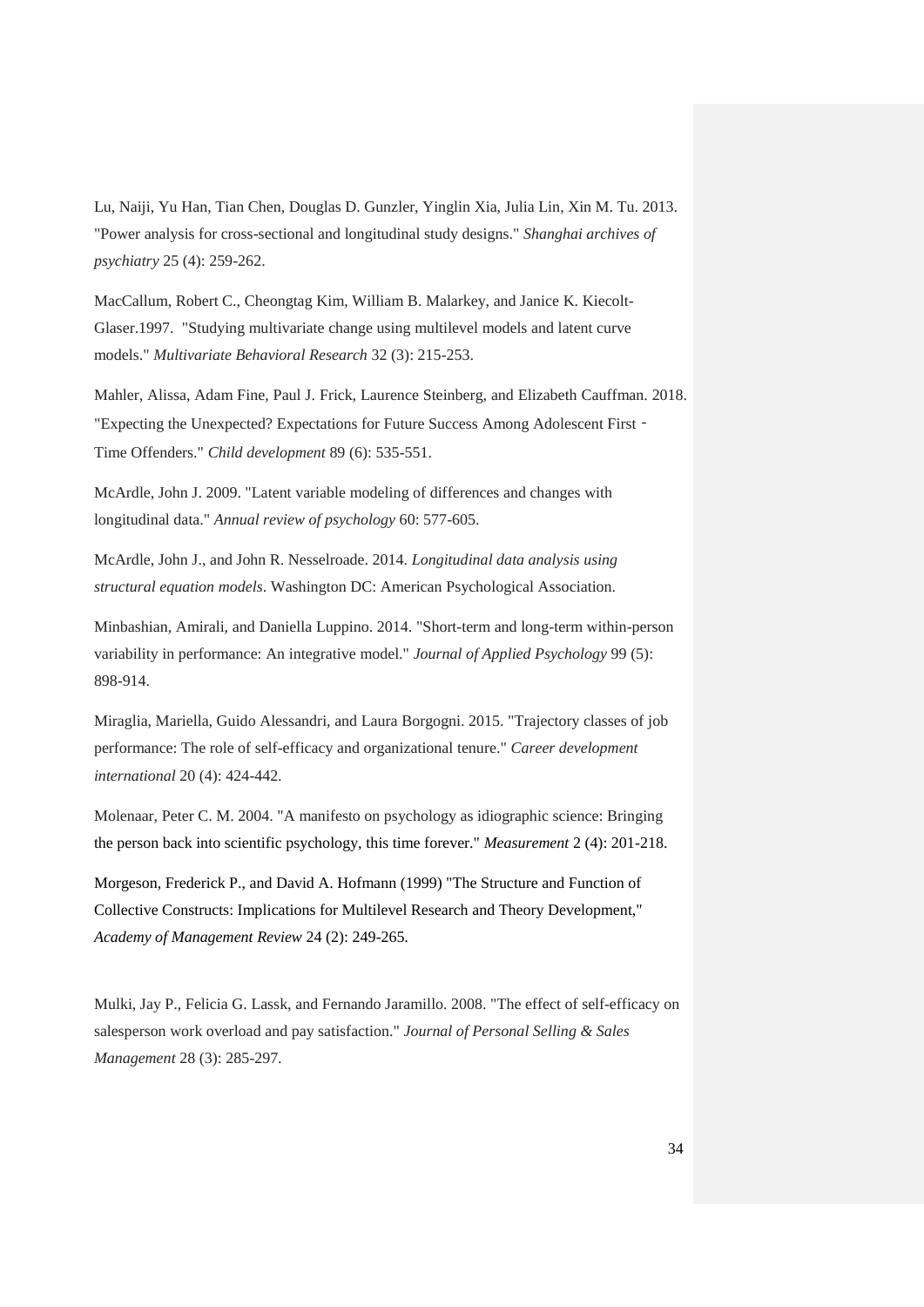Lu, Naiji, Yu Han, Tian Chen, Douglas D. Gunzler, Yinglin Xia, Julia Lin, Xin M. Tu. 2013. "Power analysis for cross-sectional and longitudinal study designs." *Shanghai archives of psychiatry* 25 (4): 259-262.

MacCallum, Robert C., Cheongtag Kim, William B. Malarkey, and Janice K. Kiecolt-Glaser.1997. "Studying multivariate change using multilevel models and latent curve models." *Multivariate Behavioral Research* 32 (3): 215-253.

Mahler, Alissa, Adam Fine, Paul J. Frick, Laurence Steinberg, and Elizabeth Cauffman. 2018. "Expecting the Unexpected? Expectations for Future Success Among Adolescent First - Time Offenders." *Child development* 89 (6): 535-551.

McArdle, John J. 2009. "Latent variable modeling of differences and changes with longitudinal data." *Annual review of psychology* 60: 577-605.

McArdle, John J., and John R. Nesselroade. 2014. *Longitudinal data analysis using structural equation models*. Washington DC: American Psychological Association.

Minbashian, Amirali, and Daniella Luppino. 2014. "Short-term and long-term within-person variability in performance: An integrative model." *Journal of Applied Psychology* 99 (5): 898-914.

Miraglia, Mariella, Guido Alessandri, and Laura Borgogni. 2015. "Trajectory classes of job performance: The role of self-efficacy and organizational tenure." *Career development international* 20 (4): 424-442.

Molenaar, Peter C. M. 2004. "A manifesto on psychology as idiographic science: Bringing the person back into scientific psychology, this time forever." *Measurement* 2 (4): 201-218.

Morgeson, Frederick P., and David A. Hofmann (1999) "The Structure and Function of Collective Constructs: Implications for Multilevel Research and Theory Development," *Academy of Management Review* 24 (2): 249-265.

Mulki, Jay P., Felicia G. Lassk, and Fernando Jaramillo. 2008. "The effect of self-efficacy on salesperson work overload and pay satisfaction." *Journal of Personal Selling & Sales Management* 28 (3): 285-297.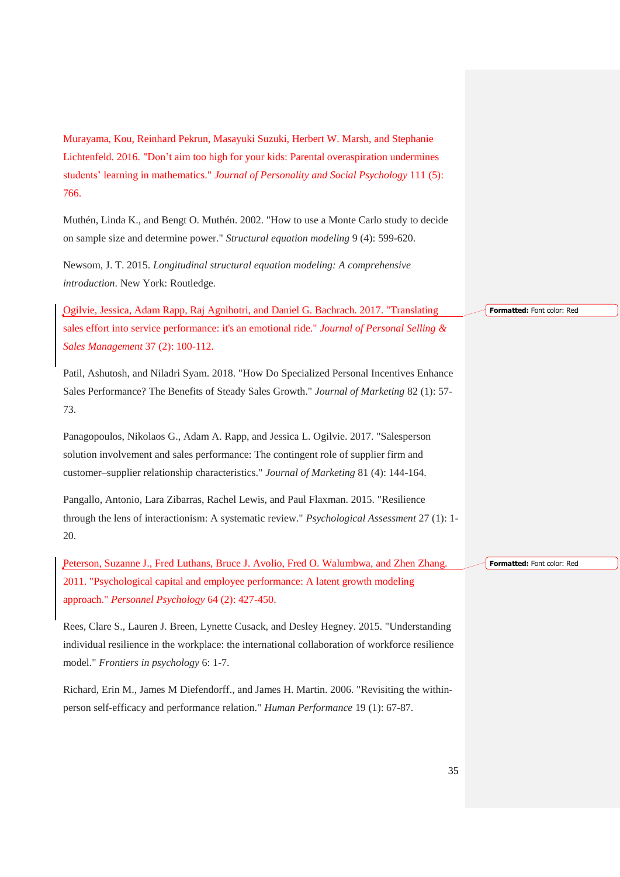Murayama, Kou, Reinhard Pekrun, Masayuki Suzuki, Herbert W. Marsh, and Stephanie Lichtenfeld. 2016. "Don't aim too high for your kids: Parental overaspiration undermines students' learning in mathematics." *Journal of Personality and Social Psychology* 111 (5): 766.

Muthén, Linda K., and Bengt O. Muthén. 2002. "How to use a Monte Carlo study to decide on sample size and determine power." *Structural equation modeling* 9 (4): 599-620.

Newsom, J. T. 2015. *Longitudinal structural equation modeling: A comprehensive introduction*. New York: Routledge.

Ogilvie, Jessica, Adam Rapp, Raj Agnihotri, and Daniel G. Bachrach. 2017. "Translating sales effort into service performance: it's an emotional ride." *Journal of Personal Selling & Sales Management* 37 (2): 100-112.

Patil, Ashutosh, and Niladri Syam. 2018. "How Do Specialized Personal Incentives Enhance Sales Performance? The Benefits of Steady Sales Growth." *Journal of Marketing* 82 (1): 57-73.

Panagopoulos, Nikolaos G., Adam A. Rapp, and Jessica L. Ogilvie. 2017. "Salesperson solution involvement and sales performance: The contingent role of supplier firm and customer–supplier relationship characteristics." *Journal of Marketing* 81 (4): 144-164.

Pangallo, Antonio, Lara Zibarras, Rachel Lewis, and Paul Flaxman. 2015. "Resilience through the lens of interactionism: A systematic review." *Psychological Assessment* 27 (1): 1-20.

Peterson, Suzanne J., Fred Luthans, Bruce J. Avolio, Fred O. Walumbwa, and Zhen Zhang. 2011. "Psychological capital and employee performance: A latent growth modeling approach." *Personnel Psychology* 64 (2): 427-450.

Rees, Clare S., Lauren J. Breen, Lynette Cusack, and Desley Hegney. 2015. "Understanding individual resilience in the workplace: the international collaboration of workforce resilience model." *Frontiers in psychology* 6: 1-7.

Richard, Erin M., James M Diefendorff., and James H. Martin. 2006. "Revisiting the within-person self-efficacy and performance relation." *Human Performance* 19 (1): 67-87.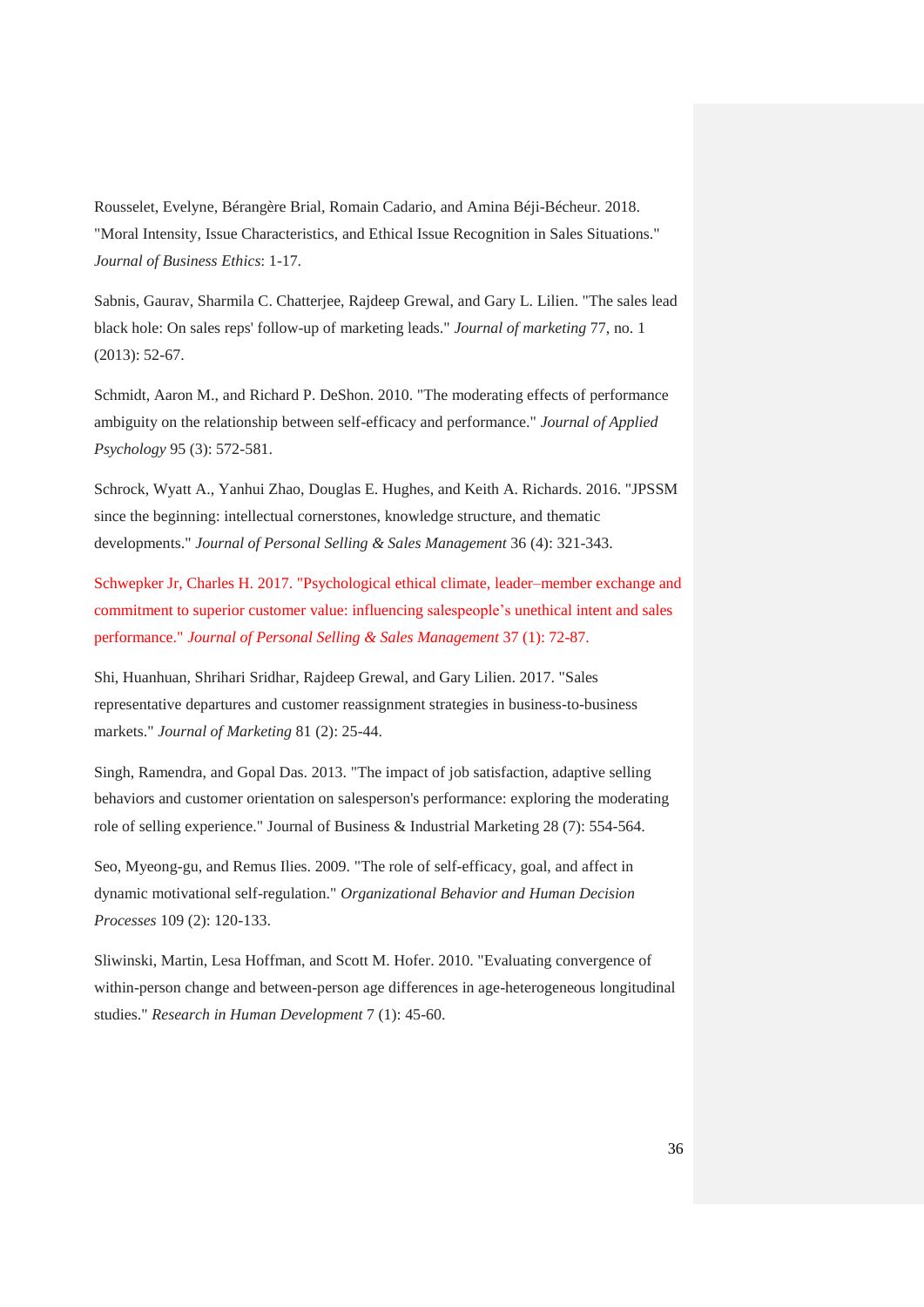Rousselet, Evelyne, Bérangère Brial, Romain Cadario, and Amina Béji-Bécheur. 2018. "Moral Intensity, Issue Characteristics, and Ethical Issue Recognition in Sales Situations." *Journal of Business Ethics*: 1-17.

Sabnis, Gaurav, Sharmila C. Chatterjee, Rajdeep Grewal, and Gary L. Lilien. "The sales lead black hole: On sales reps' follow-up of marketing leads." *Journal of marketing* 77, no. 1 (2013): 52-67.

Schmidt, Aaron M., and Richard P. DeShon. 2010. "The moderating effects of performance ambiguity on the relationship between self-efficacy and performance." *Journal of Applied Psychology* 95 (3): 572-581.

Schrock, Wyatt A., Yanhui Zhao, Douglas E. Hughes, and Keith A. Richards. 2016. "JPSSM since the beginning: intellectual cornerstones, knowledge structure, and thematic developments." *Journal of Personal Selling & Sales Management* 36 (4): 321-343.

Schwepker Jr, Charles H. 2017. "Psychological ethical climate, leader–member exchange and commitment to superior customer value: influencing salespeople's unethical intent and sales performance." *Journal of Personal Selling & Sales Management* 37 (1): 72-87.

Shi, Huanhuan, Shrihari Sridhar, Rajdeep Grewal, and Gary Lilien. 2017. "Sales representative departures and customer reassignment strategies in business-to-business markets." *Journal of Marketing* 81 (2): 25-44.

Singh, Ramendra, and Gopal Das. 2013. "The impact of job satisfaction, adaptive selling behaviors and customer orientation on salesperson's performance: exploring the moderating role of selling experience." Journal of Business & Industrial Marketing 28 (7): 554-564.

Seo, Myeong-gu, and Remus Ilies. 2009. "The role of self-efficacy, goal, and affect in dynamic motivational self-regulation." *Organizational Behavior and Human Decision Processes* 109 (2): 120-133.

Sliwinski, Martin, Lesa Hoffman, and Scott M. Hofer. 2010. "Evaluating convergence of within-person change and between-person age differences in age-heterogeneous longitudinal studies." *Research in Human Development* 7 (1): 45-60.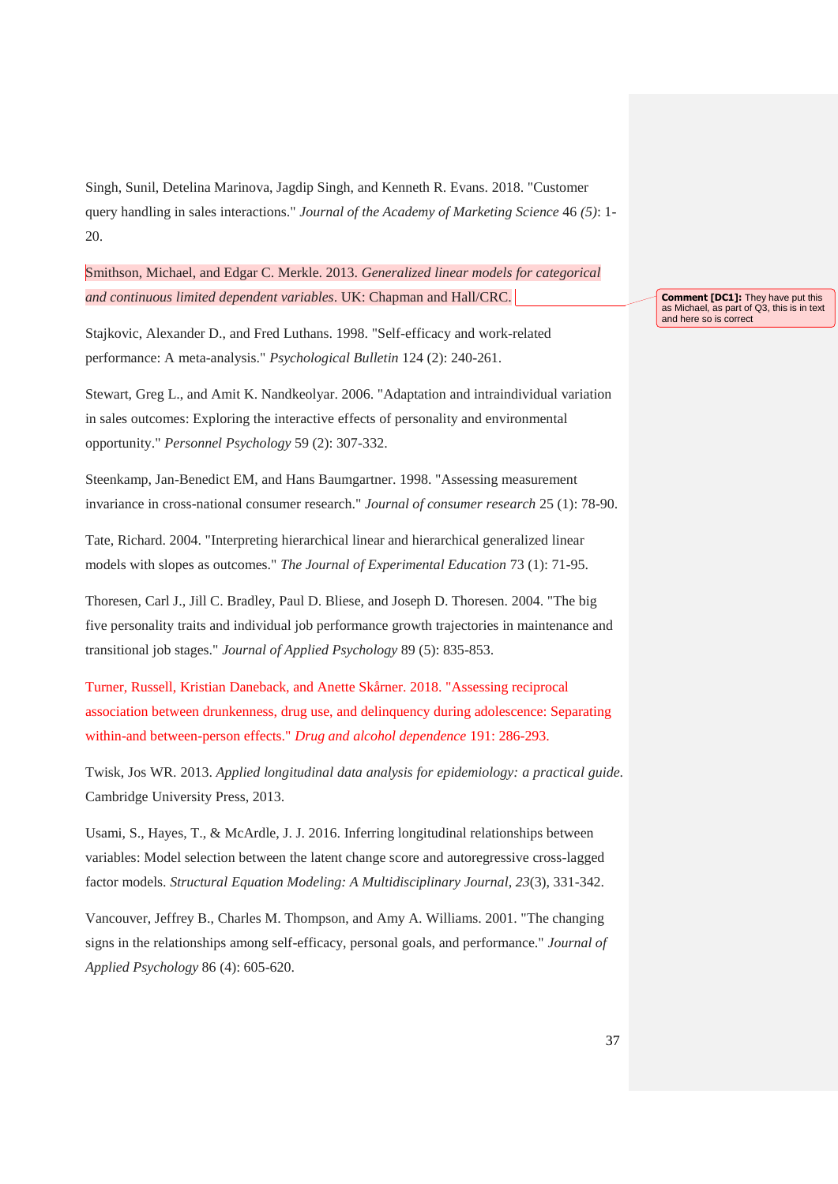Singh, Sunil, Detelina Marinova, Jagdip Singh, and Kenneth R. Evans. 2018. "Customer query handling in sales interactions." *Journal of the Academy of Marketing Science* 46 *(5)*: 1-20.

Smithson, Michael, and Edgar C. Merkle. 2013. *Generalized linear models for categorical and continuous limited dependent variables*. UK: Chapman and Hall/CRC.

Comment [DC1]: They have put this as Michael, as part of Q3, this is in text and here so is correct

Stajkovic, Alexander D., and Fred Luthans. 1998. "Self-efficacy and work-related performance: A meta-analysis." *Psychological Bulletin* 124 (2): 240-261.

Stewart, Greg L., and Amit K. Nandkeolyar. 2006. "Adaptation and intraindividual variation in sales outcomes: Exploring the interactive effects of personality and environmental opportunity." *Personnel Psychology* 59 (2): 307-332.

Steenkamp, Jan-Benedict EM, and Hans Baumgartner. 1998. "Assessing measurement invariance in cross-national consumer research." *Journal of consumer research* 25 (1): 78-90.

Tate, Richard. 2004. "Interpreting hierarchical linear and hierarchical generalized linear models with slopes as outcomes." *The Journal of Experimental Education* 73 (1): 71-95.

Thoresen, Carl J., Jill C. Bradley, Paul D. Bliese, and Joseph D. Thoresen. 2004. "The big five personality traits and individual job performance growth trajectories in maintenance and transitional job stages." *Journal of Applied Psychology* 89 (5): 835-853.

Turner, Russell, Kristian Daneback, and Anette Skårner. 2018. "Assessing reciprocal association between drunkenness, drug use, and delinquency during adolescence: Separating within-and between-person effects." *Drug and alcohol dependence* 191: 286-293.

Twisk, Jos WR. 2013. *Applied longitudinal data analysis for epidemiology: a practical guide*. Cambridge University Press, 2013.

Usami, S., Hayes, T., & McArdle, J. J. 2016. Inferring longitudinal relationships between variables: Model selection between the latent change score and autoregressive cross-lagged factor models. *Structural Equation Modeling: A Multidisciplinary Journal*, *23*(3), 331-342.

Vancouver, Jeffrey B., Charles M. Thompson, and Amy A. Williams. 2001. "The changing signs in the relationships among self-efficacy, personal goals, and performance." *Journal of Applied Psychology* 86 (4): 605-620.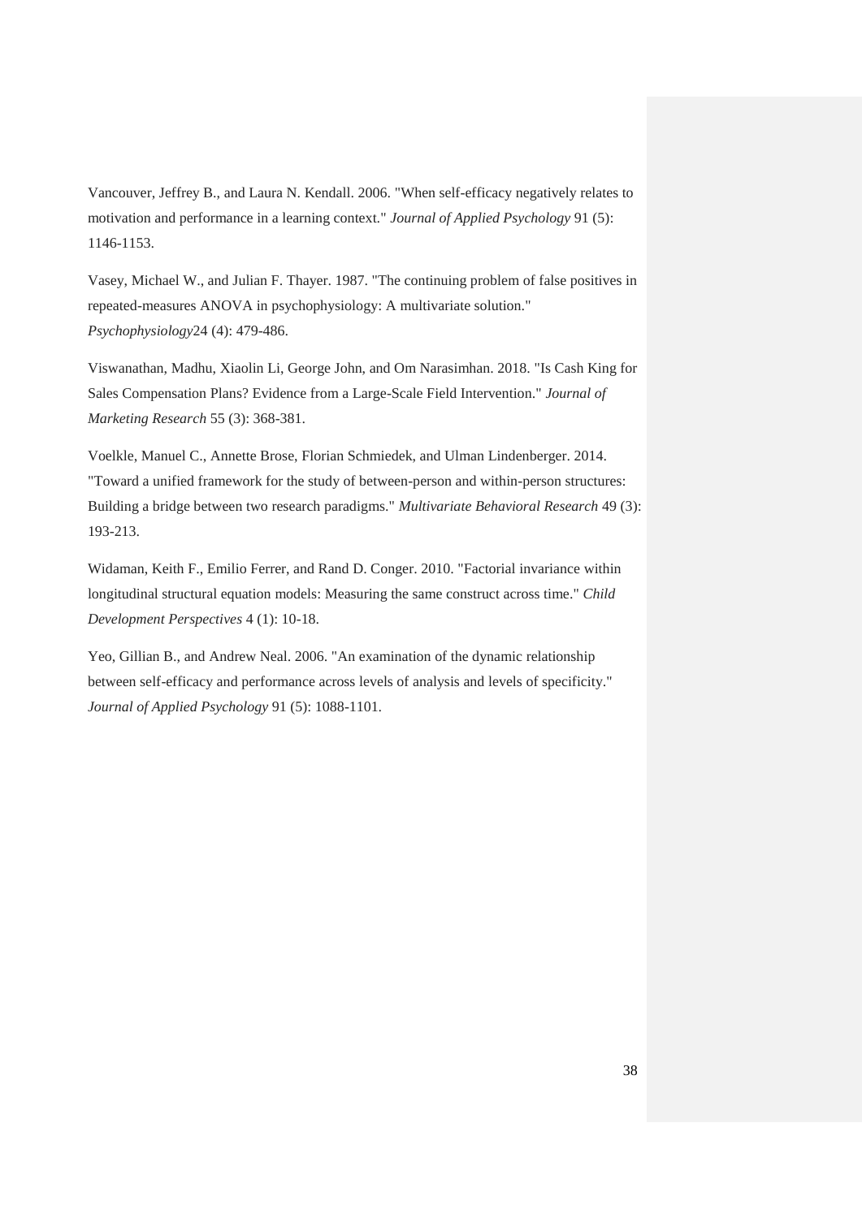Vancouver, Jeffrey B., and Laura N. Kendall. 2006. "When self-efficacy negatively relates to motivation and performance in a learning context." *Journal of Applied Psychology* 91 (5): 1146-1153.

Vasey, Michael W., and Julian F. Thayer. 1987. "The continuing problem of false positives in repeated-measures ANOVA in psychophysiology: A multivariate solution." *Psychophysiology*24 (4): 479-486.

Viswanathan, Madhu, Xiaolin Li, George John, and Om Narasimhan. 2018. "Is Cash King for Sales Compensation Plans? Evidence from a Large-Scale Field Intervention." *Journal of Marketing Research* 55 (3): 368-381.

Voelkle, Manuel C., Annette Brose, Florian Schmiedek, and Ulman Lindenberger. 2014. "Toward a unified framework for the study of between-person and within-person structures: Building a bridge between two research paradigms." *Multivariate Behavioral Research* 49 (3): 193-213.

Widaman, Keith F., Emilio Ferrer, and Rand D. Conger. 2010. "Factorial invariance within longitudinal structural equation models: Measuring the same construct across time." *Child Development Perspectives* 4 (1): 10-18.

Yeo, Gillian B., and Andrew Neal. 2006. "An examination of the dynamic relationship between self-efficacy and performance across levels of analysis and levels of specificity." *Journal of Applied Psychology* 91 (5): 1088-1101.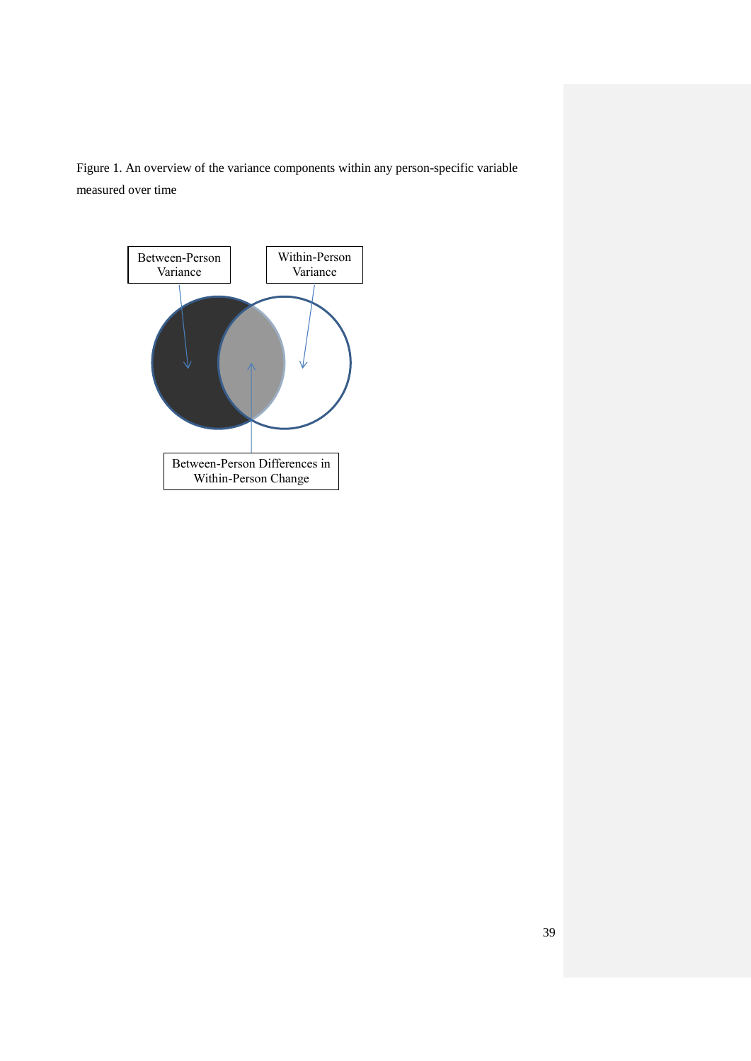Figure 1. An overview of the variance components within any person-specific variable measured over time

Between-Person Variance

Within-Person Variance

Between-Person Differences in Within-Person Change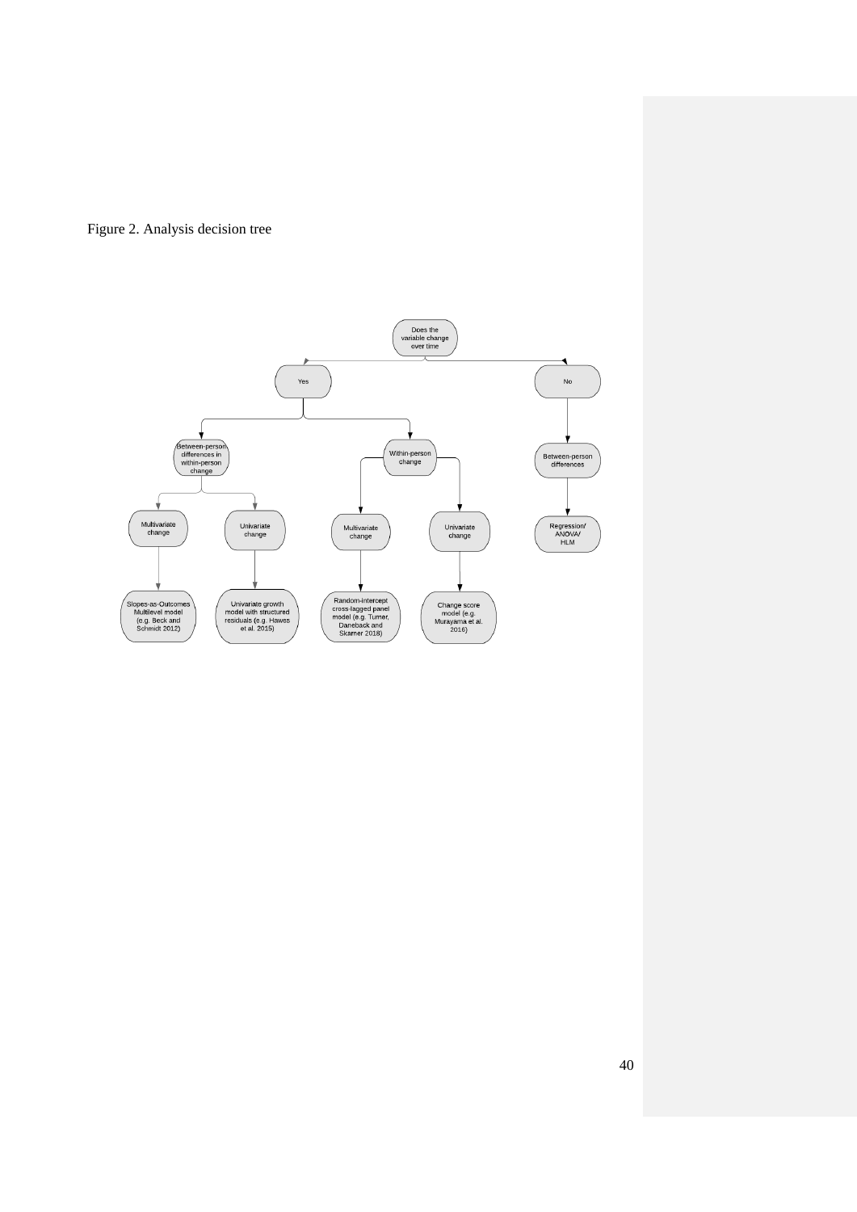Figure 2. Analysis decision tree

- Does the variable change over time
  - Yes
    - Between-person differences in within-person change
      - Multivariate change
        - Slopes-as-Outcomes Multilevel model (e.g. Beck and Schmidt 2012)
      - Univariate change
        - Univariate growth model with structured residuals (e.g. Hawes et al. 2015)
    - Within-person change
      - Multivariate change
        - Random-intercept cross-lagged panel model (e.g. Turner, Daneback and Skamer 2018)
      - Univariate change
        - Change score model (e.g. Murayama et al. 2016)
  - No
    - Between-person differences
      - Regression/ ANOVA/ HLM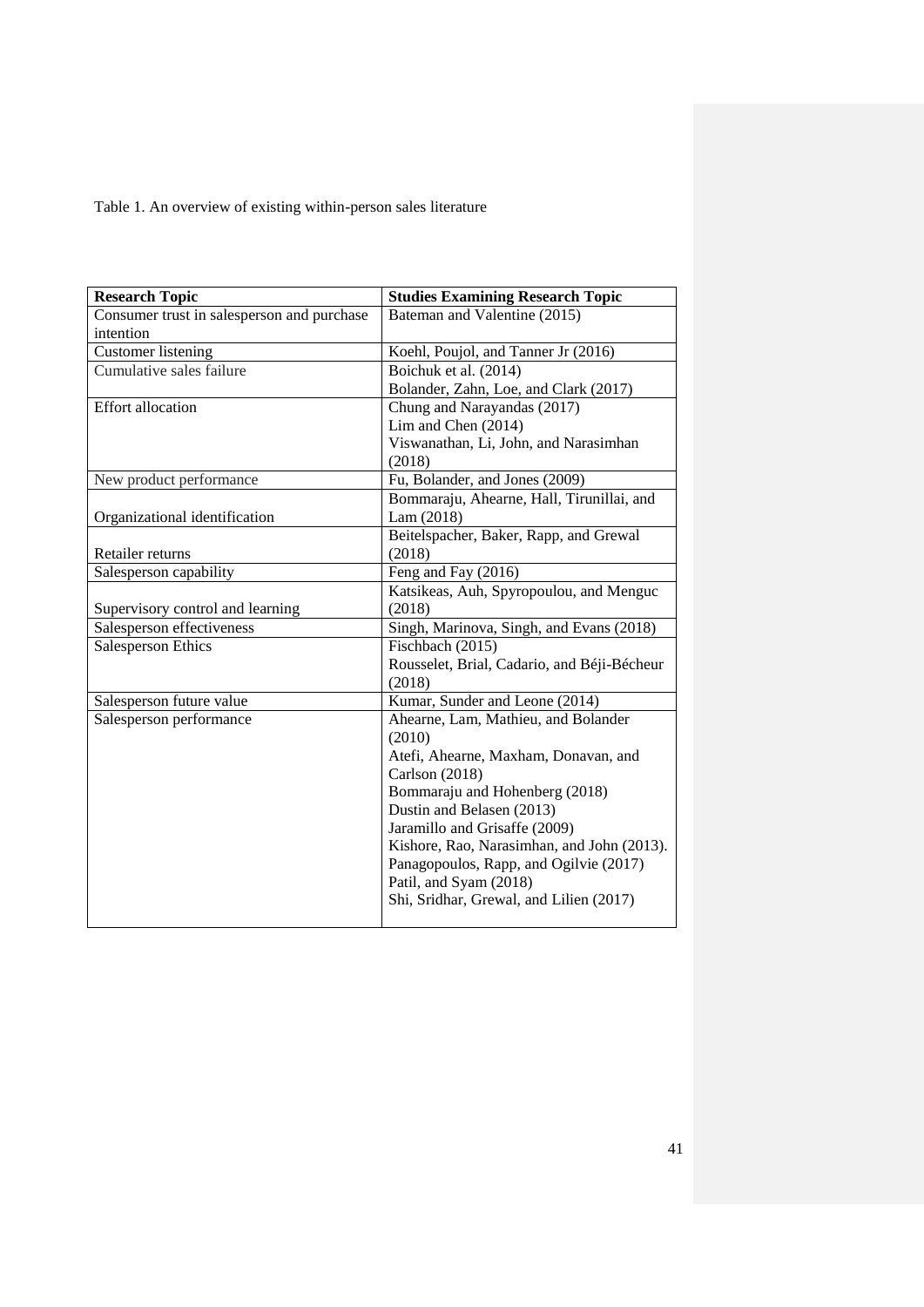Table 1. An overview of existing within-person sales literature

| Research Topic | Studies Examining Research Topic |
| --- | --- |
| Consumer trust in salesperson and purchase intention | Bateman and Valentine (2015) |
| Customer listening | Koehl, Poujol, and Tanner Jr (2016) |
| Cumulative sales failure | Boichuk et al. (2014)<br>Bolander, Zahn, Loe, and Clark (2017) |
| Effort allocation | Chung and Narayandas (2017)<br>Lim and Chen (2014)<br>Viswanathan, Li, John, and Narasimhan (2018) |
| New product performance | Fu, Bolander, and Jones (2009) |
| Organizational identification | Bommaraju, Ahearne, Hall, Tirunillai, and Lam (2018) |
| Retailer returns | Beitelspacher, Baker, Rapp, and Grewal (2018) |
| Salesperson capability | Feng and Fay (2016) |
| Supervisory control and learning | Katsikeas, Auh, Spyropoulou, and Menguc (2018) |
| Salesperson effectiveness | Singh, Marinova, Singh, and Evans (2018) |
| Salesperson Ethics | Fischbach (2015)<br>Rousselet, Brial, Cadario, and Béji-Bécheur (2018) |
| Salesperson future value | Kumar, Sunder and Leone (2014) |
| Salesperson performance | Ahearne, Lam, Mathieu, and Bolander (2010)<br>Atefi, Ahearne, Maxham, Donavan, and Carlson (2018)<br>Bommaraju and Hohenberg (2018)<br>Dustin and Belasen (2013)<br>Jaramillo and Grisaffe (2009)<br>Kishore, Rao, Narasimhan, and John (2013).<br>Panagopoulos, Rapp, and Ogilvie (2017)<br>Patil, and Syam (2018)<br>Shi, Sridhar, Grewal, and Lilien (2017) |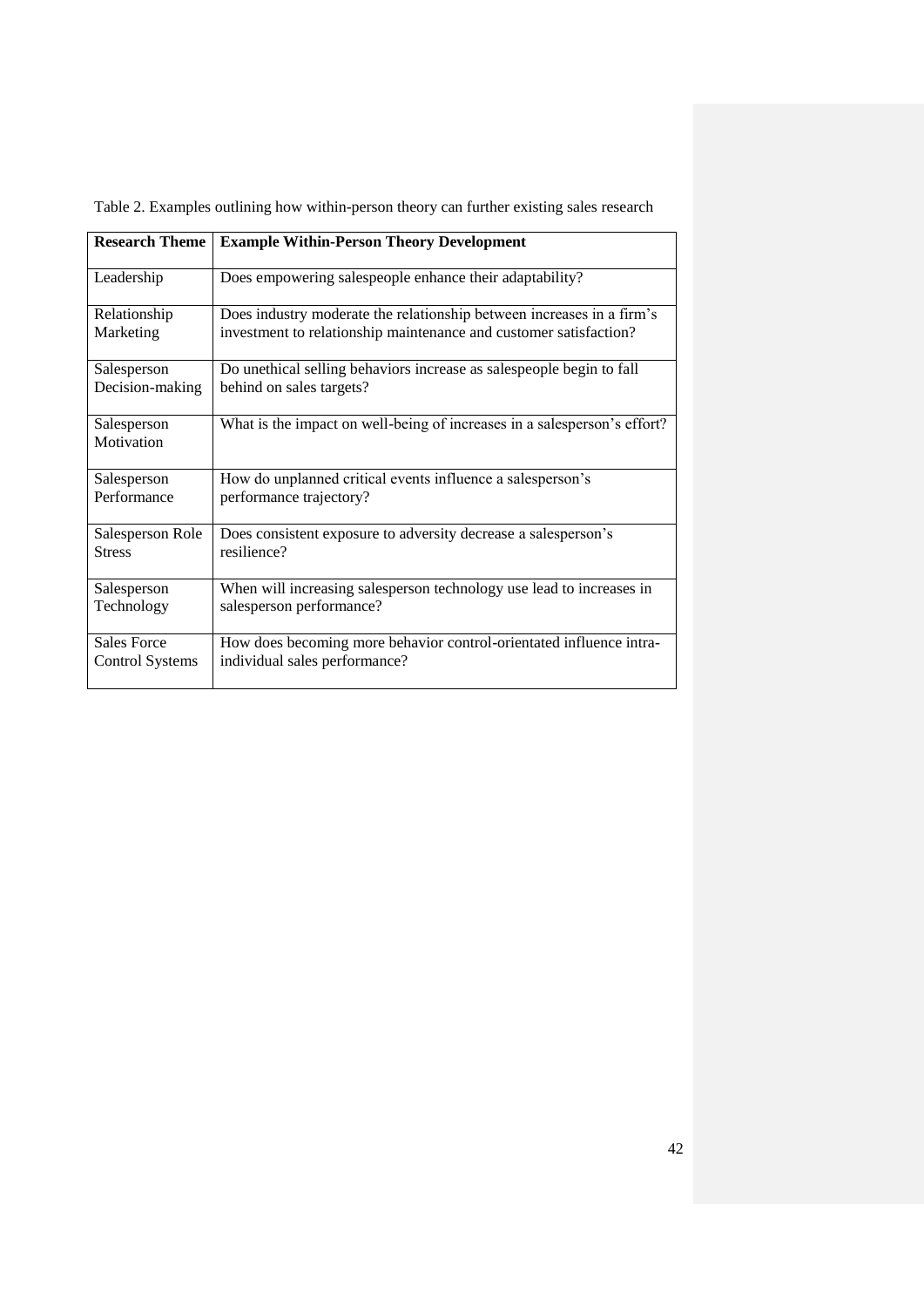Table 2. Examples outlining how within-person theory can further existing sales research

| Research Theme | Example Within-Person Theory Development |
|---|---|
| Leadership | Does empowering salespeople enhance their adaptability? |
| Relationship Marketing | Does industry moderate the relationship between increases in a firm's investment to relationship maintenance and customer satisfaction? |
| Salesperson Decision-making | Do unethical selling behaviors increase as salespeople begin to fall behind on sales targets? |
| Salesperson Motivation | What is the impact on well-being of increases in a salesperson's effort? |
| Salesperson Performance | How do unplanned critical events influence a salesperson's performance trajectory? |
| Salesperson Role Stress | Does consistent exposure to adversity decrease a salesperson's resilience? |
| Salesperson Technology | When will increasing salesperson technology use lead to increases in salesperson performance? |
| Sales Force Control Systems | How does becoming more behavior control-orientated influence intra-individual sales performance? |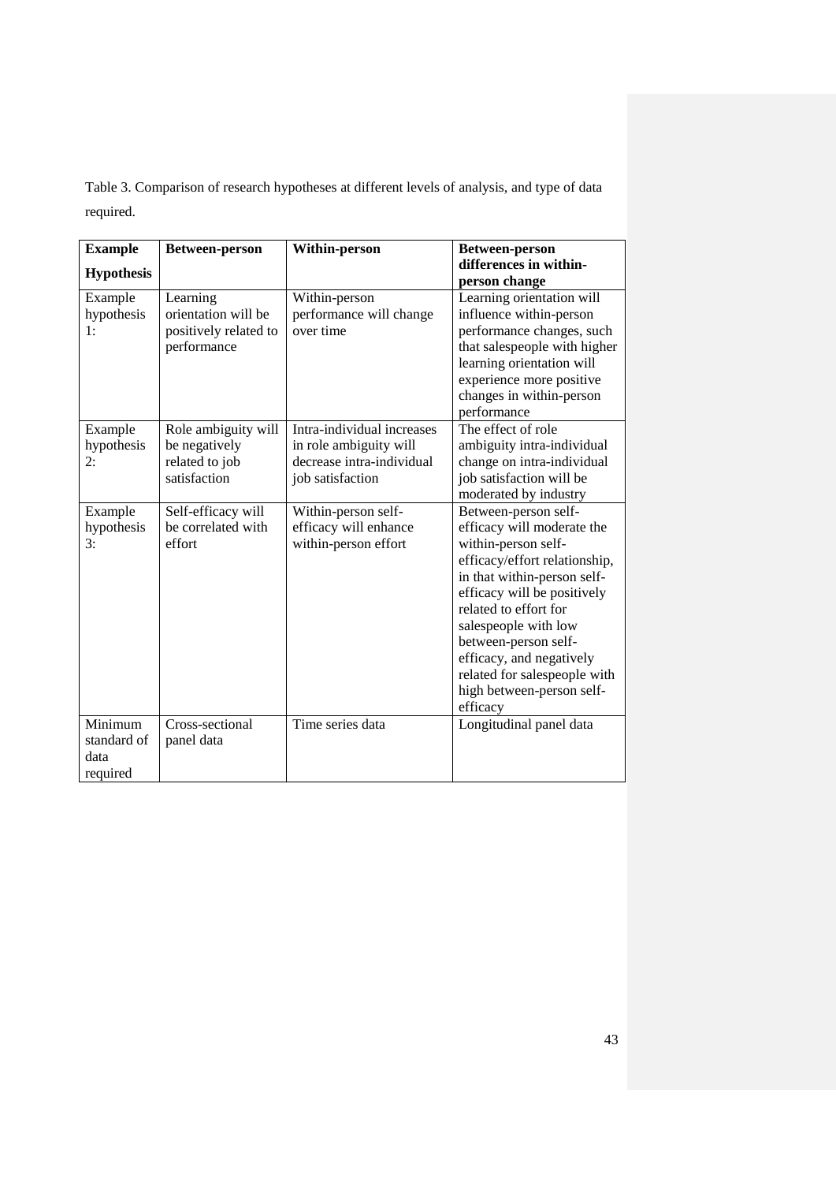Table 3. Comparison of research hypotheses at different levels of analysis, and type of data required.

| **Example Hypothesis** | **Between-person** | **Within-person** | **Between-person differences in within-person change** |
|---|---|---|---|
| Example hypothesis 1: | Learning orientation will be positively related to performance | Within-person performance will change over time | Learning orientation will influence within-person performance changes, such that salespeople with higher learning orientation will experience more positive changes in within-person performance |
| Example hypothesis 2: | Role ambiguity will be negatively related to job satisfaction | Intra-individual increases in role ambiguity will decrease intra-individual job satisfaction | The effect of role ambiguity intra-individual change on intra-individual job satisfaction will be moderated by industry |
| Example hypothesis 3: | Self-efficacy will be correlated with effort | Within-person self-efficacy will enhance within-person effort | Between-person self-efficacy will moderate the within-person self-efficacy/effort relationship, in that within-person self-efficacy will be positively related to effort for salespeople with low between-person self-efficacy, and negatively related for salespeople with high between-person self-efficacy |
| Minimum standard of data required | Cross-sectional panel data | Time series data | Longitudinal panel data |